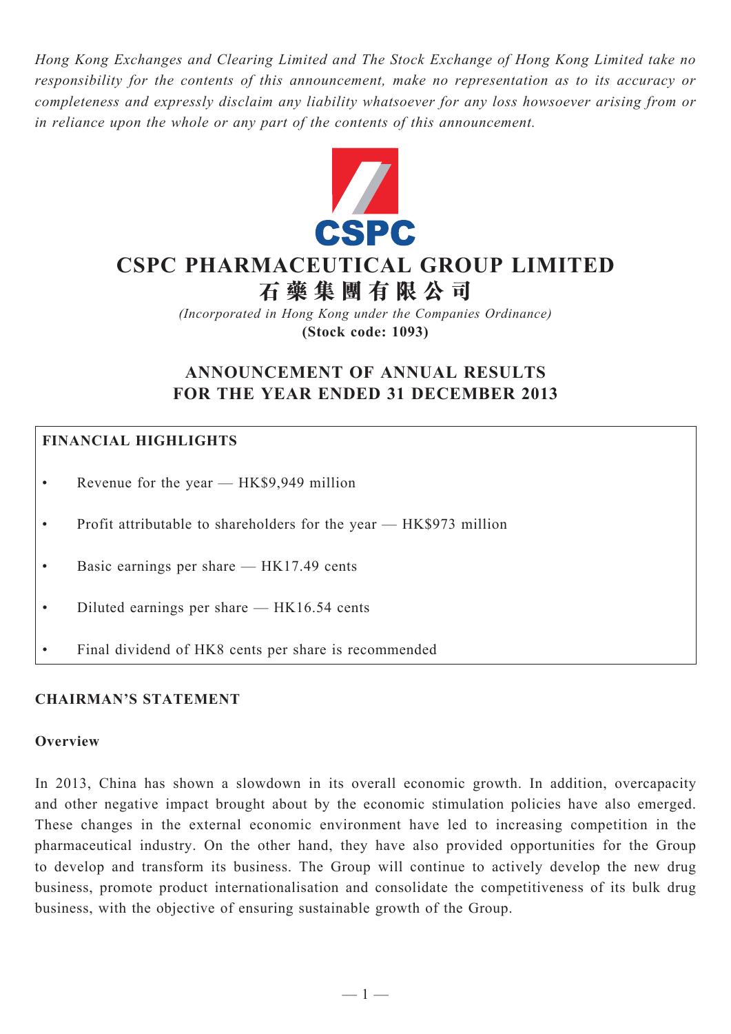*Hong Kong Exchanges and Clearing Limited and The Stock Exchange of Hong Kong Limited take no responsibility for the contents of this announcement, make no representation as to its accuracy or completeness and expressly disclaim any liability whatsoever for any loss howsoever arising from or in reliance upon the whole or any part of the contents of this announcement.*

CSPC

# CSPC PHARMACEUTICAL GROUP LIMITED
# 石藥集團有限公司

*(Incorporated in Hong Kong under the Companies Ordinance)*
**(Stock code: 1093)**

## ANNOUNCEMENT OF ANNUAL RESULTS FOR THE YEAR ENDED 31 DECEMBER 2013

**FINANCIAL HIGHLIGHTS**

- Revenue for the year — HK$9,949 million
- Profit attributable to shareholders for the year — HK$973 million
- Basic earnings per share — HK17.49 cents
- Diluted earnings per share — HK16.54 cents
- Final dividend of HK8 cents per share is recommended

## CHAIRMAN'S STATEMENT

### Overview

In 2013, China has shown a slowdown in its overall economic growth. In addition, overcapacity and other negative impact brought about by the economic stimulation policies have also emerged. These changes in the external economic environment have led to increasing competition in the pharmaceutical industry. On the other hand, they have also provided opportunities for the Group to develop and transform its business. The Group will continue to actively develop the new drug business, promote product internationalisation and consolidate the competitiveness of its bulk drug business, with the objective of ensuring sustainable growth of the Group.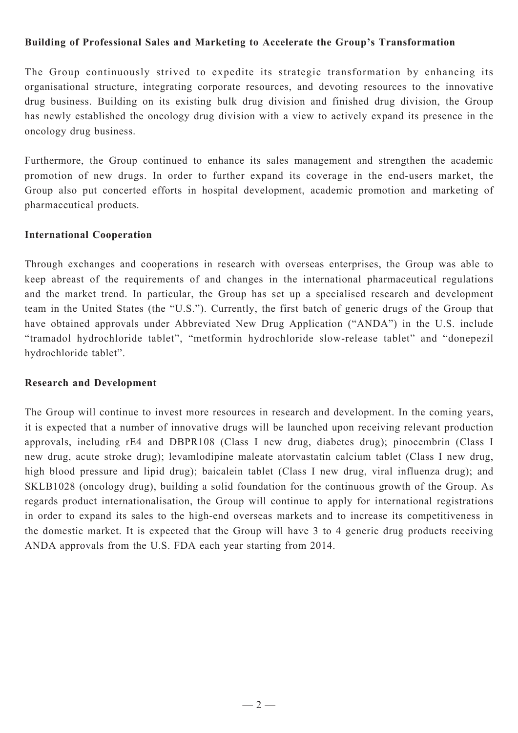**Building of Professional Sales and Marketing to Accelerate the Group's Transformation**

The Group continuously strived to expedite its strategic transformation by enhancing its organisational structure, integrating corporate resources, and devoting resources to the innovative drug business. Building on its existing bulk drug division and finished drug division, the Group has newly established the oncology drug division with a view to actively expand its presence in the oncology drug business.

Furthermore, the Group continued to enhance its sales management and strengthen the academic promotion of new drugs. In order to further expand its coverage in the end-users market, the Group also put concerted efforts in hospital development, academic promotion and marketing of pharmaceutical products.

**International Cooperation**

Through exchanges and cooperations in research with overseas enterprises, the Group was able to keep abreast of the requirements of and changes in the international pharmaceutical regulations and the market trend. In particular, the Group has set up a specialised research and development team in the United States (the "U.S."). Currently, the first batch of generic drugs of the Group that have obtained approvals under Abbreviated New Drug Application ("ANDA") in the U.S. include "tramadol hydrochloride tablet", "metformin hydrochloride slow-release tablet" and "donepezil hydrochloride tablet".

**Research and Development**

The Group will continue to invest more resources in research and development. In the coming years, it is expected that a number of innovative drugs will be launched upon receiving relevant production approvals, including rE4 and DBPR108 (Class I new drug, diabetes drug); pinocembrin (Class I new drug, acute stroke drug); levamlodipine maleate atorvastatin calcium tablet (Class I new drug, high blood pressure and lipid drug); baicalein tablet (Class I new drug, viral influenza drug); and SKLB1028 (oncology drug), building a solid foundation for the continuous growth of the Group. As regards product internationalisation, the Group will continue to apply for international registrations in order to expand its sales to the high-end overseas markets and to increase its competitiveness in the domestic market. It is expected that the Group will have 3 to 4 generic drug products receiving ANDA approvals from the U.S. FDA each year starting from 2014.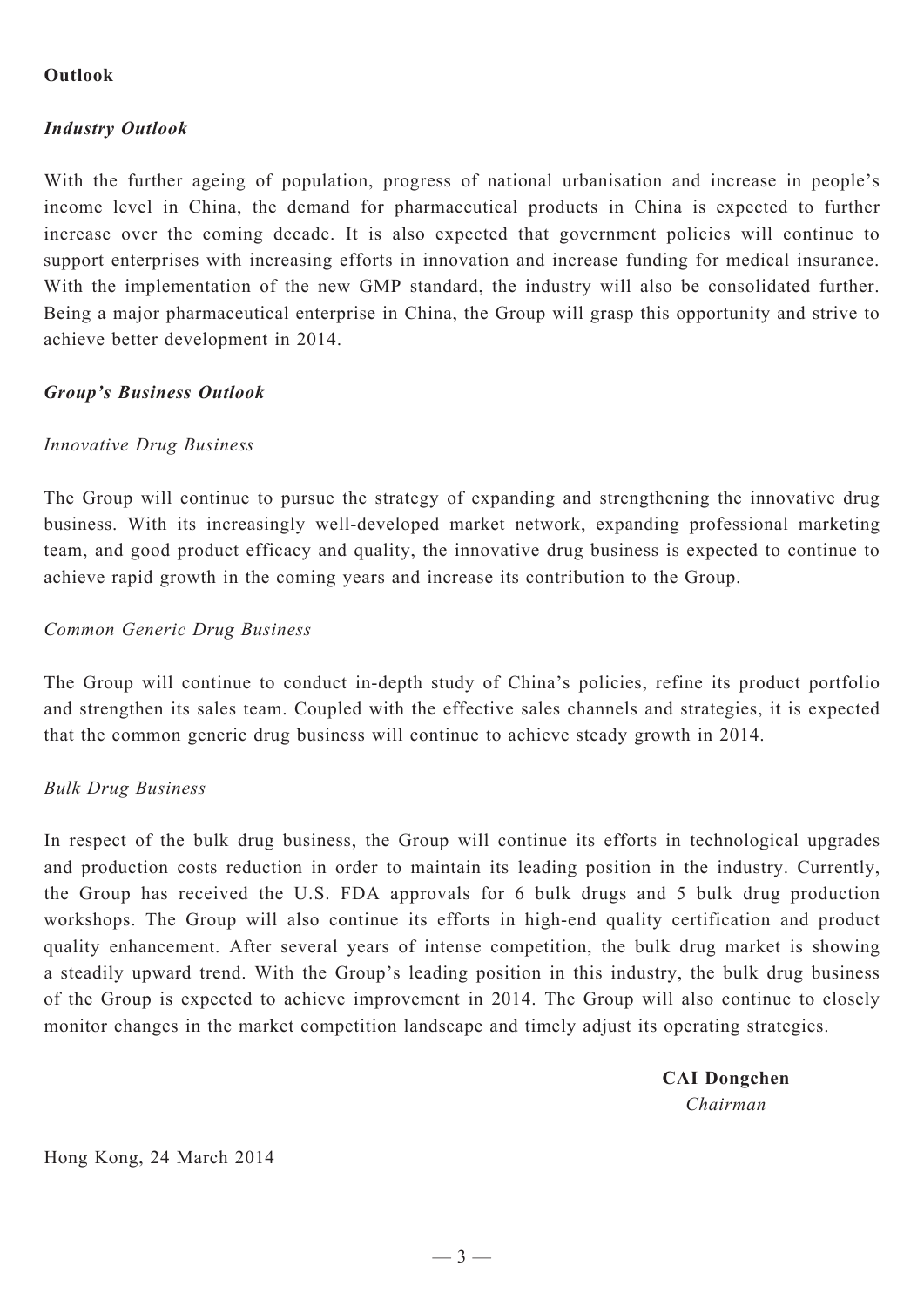## Outlook

### *Industry Outlook*

With the further ageing of population, progress of national urbanisation and increase in people's income level in China, the demand for pharmaceutical products in China is expected to further increase over the coming decade. It is also expected that government policies will continue to support enterprises with increasing efforts in innovation and increase funding for medical insurance. With the implementation of the new GMP standard, the industry will also be consolidated further. Being a major pharmaceutical enterprise in China, the Group will grasp this opportunity and strive to achieve better development in 2014.

### *Group's Business Outlook*

*Innovative Drug Business*

The Group will continue to pursue the strategy of expanding and strengthening the innovative drug business. With its increasingly well-developed market network, expanding professional marketing team, and good product efficacy and quality, the innovative drug business is expected to continue to achieve rapid growth in the coming years and increase its contribution to the Group.

*Common Generic Drug Business*

The Group will continue to conduct in-depth study of China's policies, refine its product portfolio and strengthen its sales team. Coupled with the effective sales channels and strategies, it is expected that the common generic drug business will continue to achieve steady growth in 2014.

*Bulk Drug Business*

In respect of the bulk drug business, the Group will continue its efforts in technological upgrades and production costs reduction in order to maintain its leading position in the industry. Currently, the Group has received the U.S. FDA approvals for 6 bulk drugs and 5 bulk drug production workshops. The Group will also continue its efforts in high-end quality certification and product quality enhancement. After several years of intense competition, the bulk drug market is showing a steadily upward trend. With the Group's leading position in this industry, the bulk drug business of the Group is expected to achieve improvement in 2014. The Group will also continue to closely monitor changes in the market competition landscape and timely adjust its operating strategies.

**CAI Dongchen**
*Chairman*

Hong Kong, 24 March 2014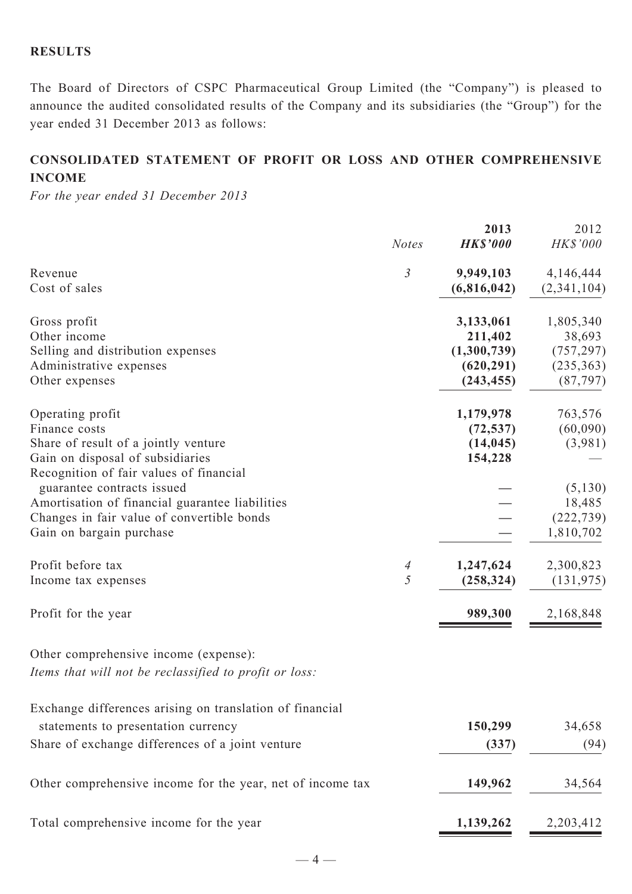**RESULTS**

The Board of Directors of CSPC Pharmaceutical Group Limited (the "Company") is pleased to announce the audited consolidated results of the Company and its subsidiaries (the "Group") for the year ended 31 December 2013 as follows:

## CONSOLIDATED STATEMENT OF PROFIT OR LOSS AND OTHER COMPREHENSIVE INCOME

*For the year ended 31 December 2013*

| | *Notes* | **2013** *HK$'000* | 2012 *HK$'000* |
|---|---|---|---|
| Revenue | *3* | **9,949,103** | 4,146,444 |
| Cost of sales | | **(6,816,042)** | (2,341,104) |
| Gross profit | | **3,133,061** | 1,805,340 |
| Other income | | **211,402** | 38,693 |
| Selling and distribution expenses | | **(1,300,739)** | (757,297) |
| Administrative expenses | | **(620,291)** | (235,363) |
| Other expenses | | **(243,455)** | (87,797) |
| Operating profit | | **1,179,978** | 763,576 |
| Finance costs | | **(72,537)** | (60,090) |
| Share of result of a jointly venture | | **(14,045)** | (3,981) |
| Gain on disposal of subsidiaries | | **154,228** | — |
| Recognition of fair values of financial guarantee contracts issued | | — | (5,130) |
| Amortisation of financial guarantee liabilities | | — | 18,485 |
| Changes in fair value of convertible bonds | | — | (222,739) |
| Gain on bargain purchase | | — | 1,810,702 |
| Profit before tax | *4* | **1,247,624** | 2,300,823 |
| Income tax expenses | *5* | **(258,324)** | (131,975) |
| Profit for the year | | **989,300** | 2,168,848 |
| Other comprehensive income (expense): | | | |
| *Items that will not be reclassified to profit or loss:* | | | |
| Exchange differences arising on translation of financial statements to presentation currency | | **150,299** | 34,658 |
| Share of exchange differences of a joint venture | | **(337)** | (94) |
| Other comprehensive income for the year, net of income tax | | **149,962** | 34,564 |
| Total comprehensive income for the year | | **1,139,262** | 2,203,412 |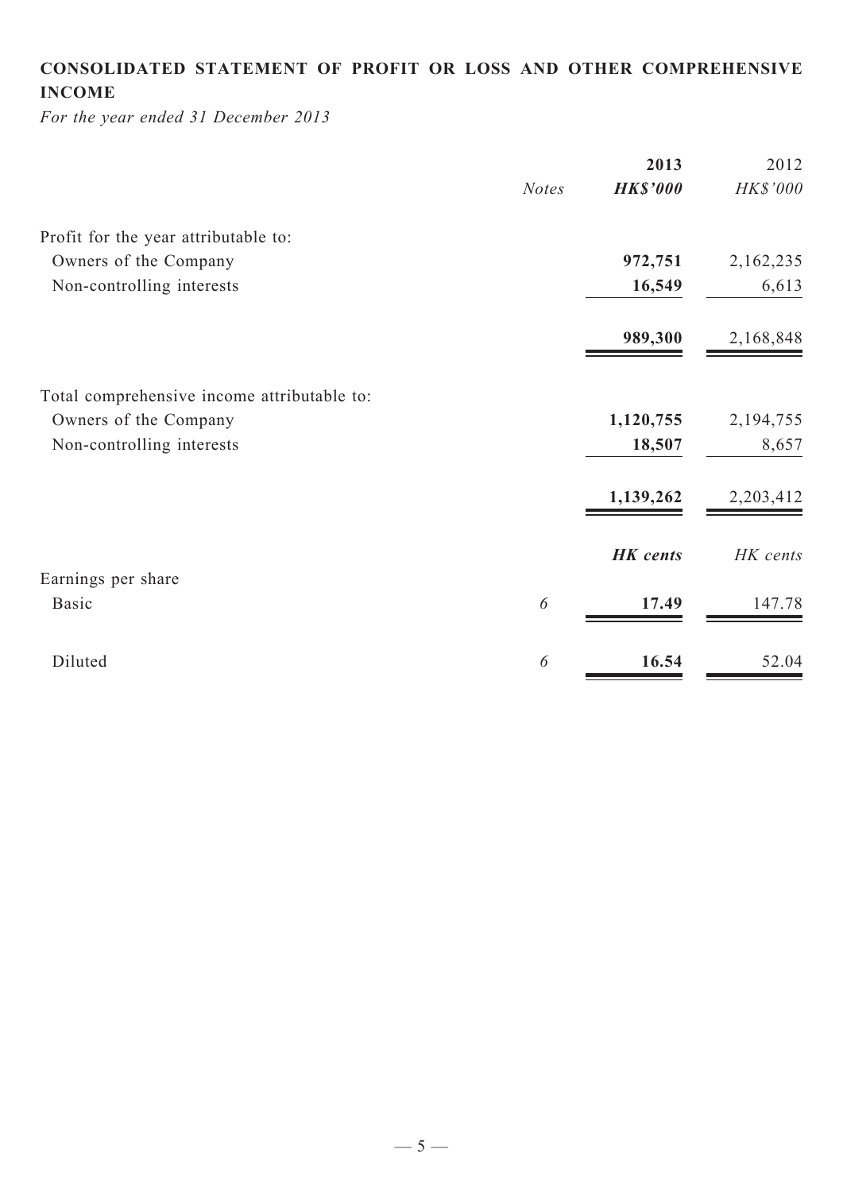## CONSOLIDATED STATEMENT OF PROFIT OR LOSS AND OTHER COMPREHENSIVE INCOME

*For the year ended 31 December 2013*

| | *Notes* | **2013** | 2012 |
|---|---|---|---|
| | | ***HK$'000*** | *HK$'000* |
| Profit for the year attributable to: | | | |
| Owners of the Company | | **972,751** | 2,162,235 |
| Non-controlling interests | | **16,549** | 6,613 |
| | | **989,300** | 2,168,848 |
| Total comprehensive income attributable to: | | | |
| Owners of the Company | | **1,120,755** | 2,194,755 |
| Non-controlling interests | | **18,507** | 8,657 |
| | | **1,139,262** | 2,203,412 |
| | | ***HK cents*** | *HK cents* |
| Earnings per share | | | |
| Basic | *6* | **17.49** | 147.78 |
| Diluted | *6* | **16.54** | 52.04 |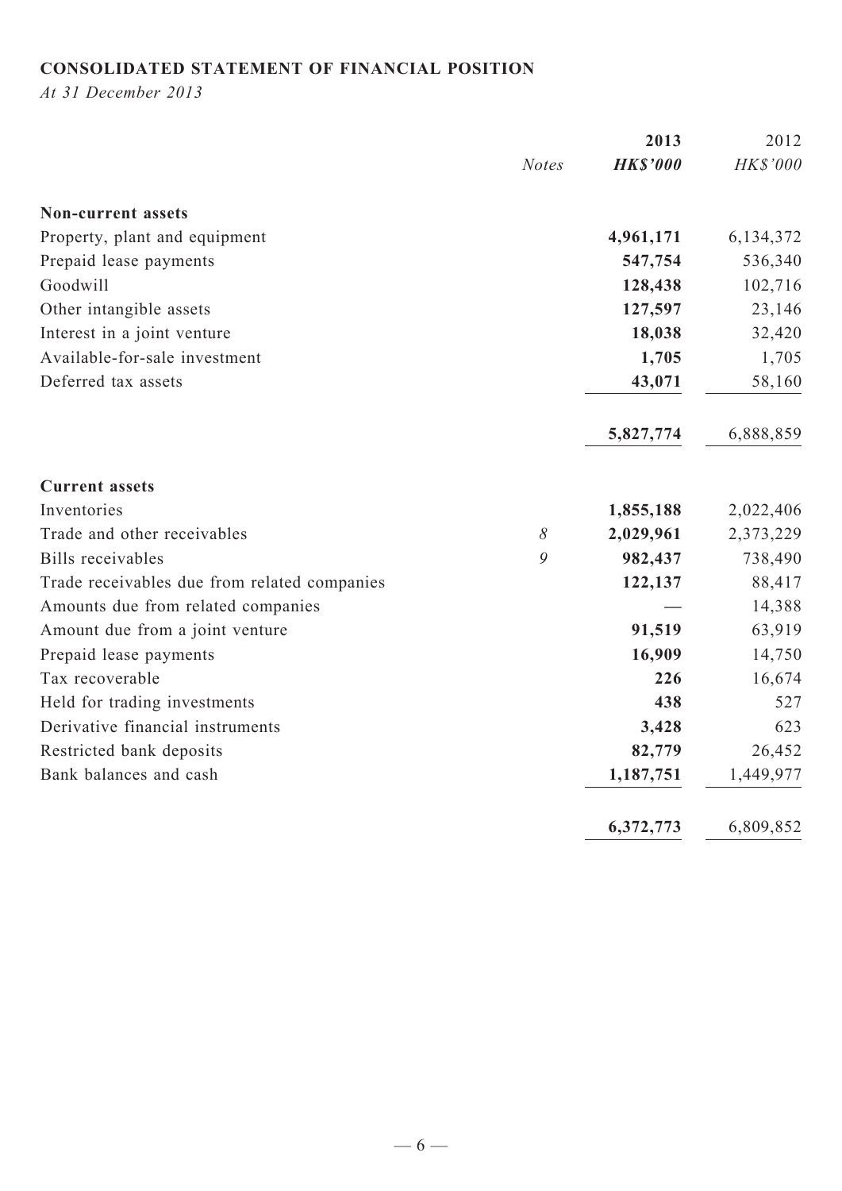**CONSOLIDATED STATEMENT OF FINANCIAL POSITION**

*At 31 December 2013*

| | *Notes* | **2013** **HK$'000** | 2012 *HK$'000* |
|---|---|---|---|
| **Non-current assets** | | | |
| Property, plant and equipment | | **4,961,171** | 6,134,372 |
| Prepaid lease payments | | **547,754** | 536,340 |
| Goodwill | | **128,438** | 102,716 |
| Other intangible assets | | **127,597** | 23,146 |
| Interest in a joint venture | | **18,038** | 32,420 |
| Available-for-sale investment | | **1,705** | 1,705 |
| Deferred tax assets | | **43,071** | 58,160 |
| | | **5,827,774** | 6,888,859 |
| **Current assets** | | | |
| Inventories | | **1,855,188** | 2,022,406 |
| Trade and other receivables | *8* | **2,029,961** | 2,373,229 |
| Bills receivables | *9* | **982,437** | 738,490 |
| Trade receivables due from related companies | | **122,137** | 88,417 |
| Amounts due from related companies | | **—** | 14,388 |
| Amount due from a joint venture | | **91,519** | 63,919 |
| Prepaid lease payments | | **16,909** | 14,750 |
| Tax recoverable | | **226** | 16,674 |
| Held for trading investments | | **438** | 527 |
| Derivative financial instruments | | **3,428** | 623 |
| Restricted bank deposits | | **82,779** | 26,452 |
| Bank balances and cash | | **1,187,751** | 1,449,977 |
| | | **6,372,773** | 6,809,852 |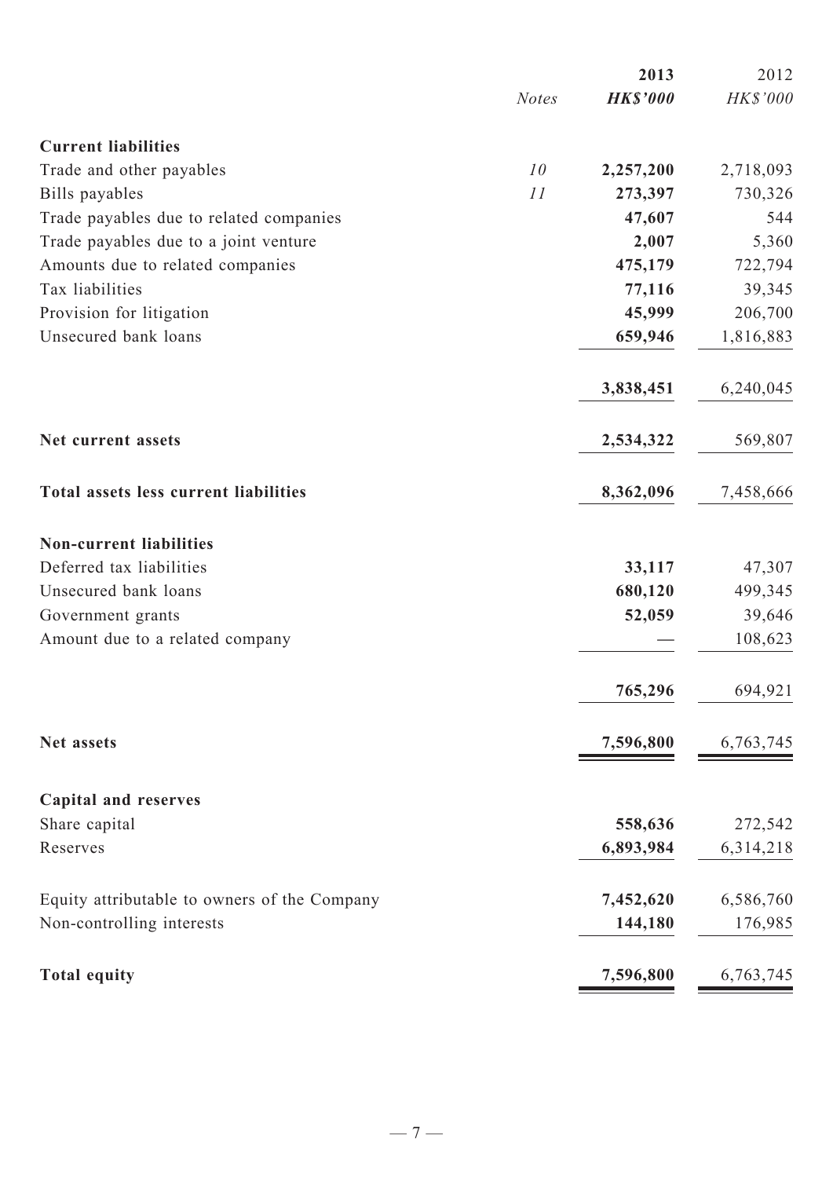| | Notes | 2013<br>HK$'000 | 2012<br>HK$'000 |
|---|---|---|---|
| **Current liabilities** | | | |
| Trade and other payables | 10 | **2,257,200** | 2,718,093 |
| Bills payables | 11 | **273,397** | 730,326 |
| Trade payables due to related companies | | **47,607** | 544 |
| Trade payables due to a joint venture | | **2,007** | 5,360 |
| Amounts due to related companies | | **475,179** | 722,794 |
| Tax liabilities | | **77,116** | 39,345 |
| Provision for litigation | | **45,999** | 206,700 |
| Unsecured bank loans | | **659,946** | 1,816,883 |
| | | **3,838,451** | 6,240,045 |
| **Net current assets** | | **2,534,322** | 569,807 |
| **Total assets less current liabilities** | | **8,362,096** | 7,458,666 |
| **Non-current liabilities** | | | |
| Deferred tax liabilities | | **33,117** | 47,307 |
| Unsecured bank loans | | **680,120** | 499,345 |
| Government grants | | **52,059** | 39,646 |
| Amount due to a related company | | **—** | 108,623 |
| | | **765,296** | 694,921 |
| **Net assets** | | **7,596,800** | 6,763,745 |
| **Capital and reserves** | | | |
| Share capital | | **558,636** | 272,542 |
| Reserves | | **6,893,984** | 6,314,218 |
| Equity attributable to owners of the Company | | **7,452,620** | 6,586,760 |
| Non-controlling interests | | **144,180** | 176,985 |
| **Total equity** | | **7,596,800** | 6,763,745 |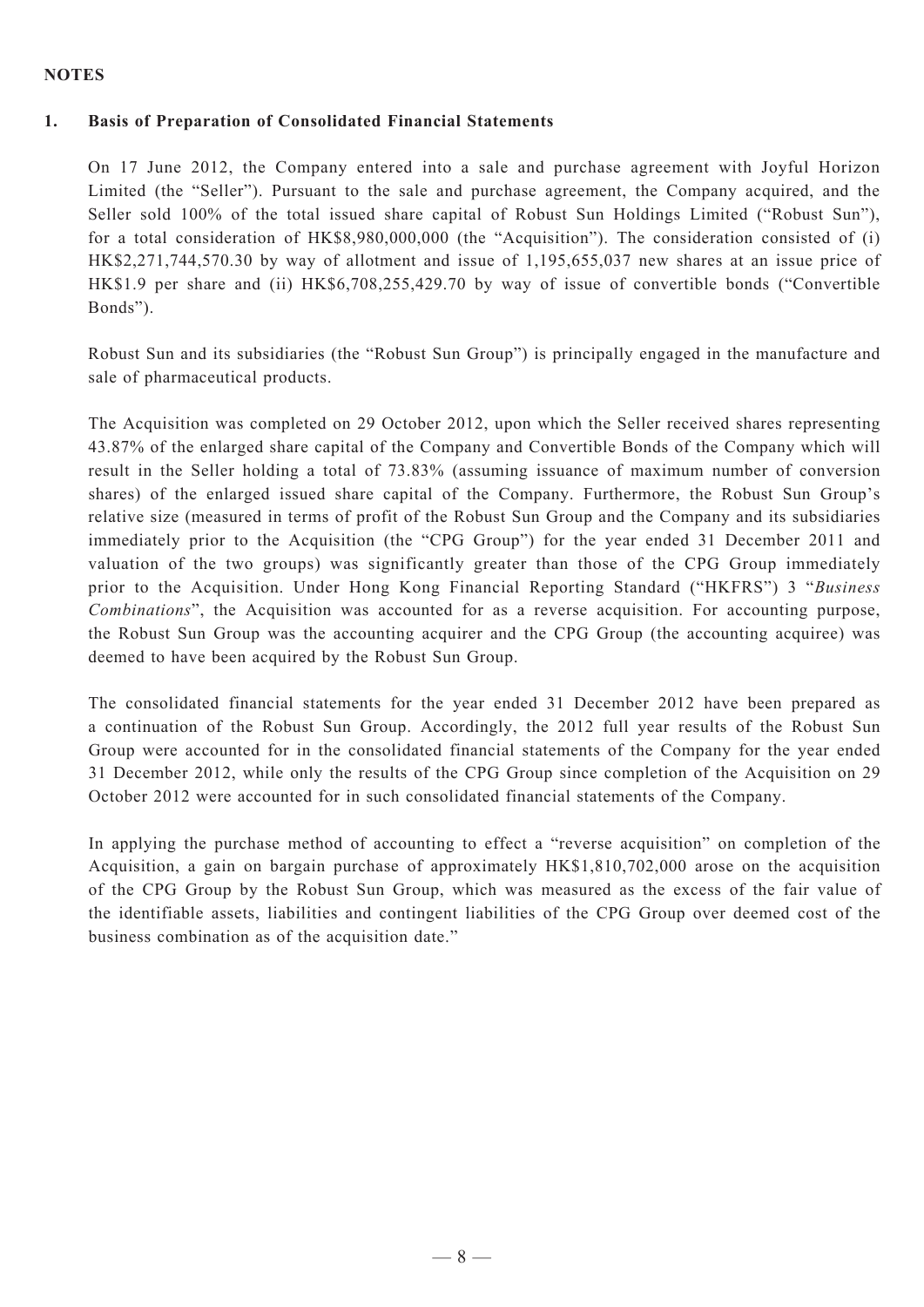**NOTES**

**1. Basis of Preparation of Consolidated Financial Statements**

On 17 June 2012, the Company entered into a sale and purchase agreement with Joyful Horizon Limited (the "Seller"). Pursuant to the sale and purchase agreement, the Company acquired, and the Seller sold 100% of the total issued share capital of Robust Sun Holdings Limited ("Robust Sun"), for a total consideration of HK$8,980,000,000 (the "Acquisition"). The consideration consisted of (i) HK$2,271,744,570.30 by way of allotment and issue of 1,195,655,037 new shares at an issue price of HK$1.9 per share and (ii) HK$6,708,255,429.70 by way of issue of convertible bonds ("Convertible Bonds").

Robust Sun and its subsidiaries (the "Robust Sun Group") is principally engaged in the manufacture and sale of pharmaceutical products.

The Acquisition was completed on 29 October 2012, upon which the Seller received shares representing 43.87% of the enlarged share capital of the Company and Convertible Bonds of the Company which will result in the Seller holding a total of 73.83% (assuming issuance of maximum number of conversion shares) of the enlarged issued share capital of the Company. Furthermore, the Robust Sun Group's relative size (measured in terms of profit of the Robust Sun Group and the Company and its subsidiaries immediately prior to the Acquisition (the "CPG Group") for the year ended 31 December 2011 and valuation of the two groups) was significantly greater than those of the CPG Group immediately prior to the Acquisition. Under Hong Kong Financial Reporting Standard ("HKFRS") 3 "*Business Combinations*", the Acquisition was accounted for as a reverse acquisition. For accounting purpose, the Robust Sun Group was the accounting acquirer and the CPG Group (the accounting acquiree) was deemed to have been acquired by the Robust Sun Group.

The consolidated financial statements for the year ended 31 December 2012 have been prepared as a continuation of the Robust Sun Group. Accordingly, the 2012 full year results of the Robust Sun Group were accounted for in the consolidated financial statements of the Company for the year ended 31 December 2012, while only the results of the CPG Group since completion of the Acquisition on 29 October 2012 were accounted for in such consolidated financial statements of the Company.

In applying the purchase method of accounting to effect a "reverse acquisition" on completion of the Acquisition, a gain on bargain purchase of approximately HK$1,810,702,000 arose on the acquisition of the CPG Group by the Robust Sun Group, which was measured as the excess of the fair value of the identifiable assets, liabilities and contingent liabilities of the CPG Group over deemed cost of the business combination as of the acquisition date."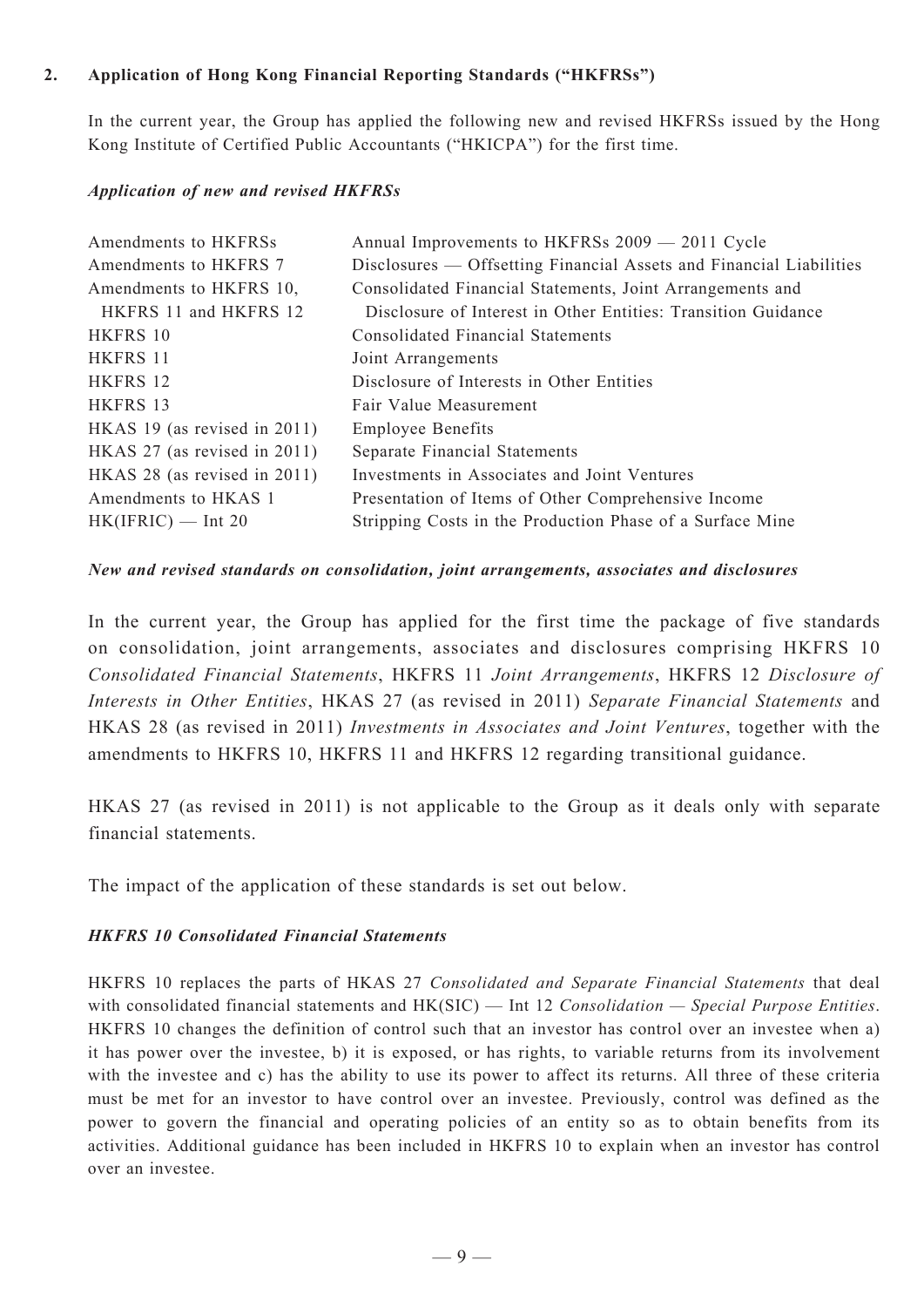## 2. Application of Hong Kong Financial Reporting Standards ("HKFRSs")

In the current year, the Group has applied the following new and revised HKFRSs issued by the Hong Kong Institute of Certified Public Accountants ("HKICPA") for the first time.

***Application of new and revised HKFRSs***

| | |
|---|---|
| Amendments to HKFRSs | Annual Improvements to HKFRSs 2009 — 2011 Cycle |
| Amendments to HKFRS 7 | Disclosures — Offsetting Financial Assets and Financial Liabilities |
| Amendments to HKFRS 10, HKFRS 11 and HKFRS 12 | Consolidated Financial Statements, Joint Arrangements and Disclosure of Interest in Other Entities: Transition Guidance |
| HKFRS 10 | Consolidated Financial Statements |
| HKFRS 11 | Joint Arrangements |
| HKFRS 12 | Disclosure of Interests in Other Entities |
| HKFRS 13 | Fair Value Measurement |
| HKAS 19 (as revised in 2011) | Employee Benefits |
| HKAS 27 (as revised in 2011) | Separate Financial Statements |
| HKAS 28 (as revised in 2011) | Investments in Associates and Joint Ventures |
| Amendments to HKAS 1 | Presentation of Items of Other Comprehensive Income |
| HK(IFRIC) — Int 20 | Stripping Costs in the Production Phase of a Surface Mine |

***New and revised standards on consolidation, joint arrangements, associates and disclosures***

In the current year, the Group has applied for the first time the package of five standards on consolidation, joint arrangements, associates and disclosures comprising HKFRS 10 *Consolidated Financial Statements*, HKFRS 11 *Joint Arrangements*, HKFRS 12 *Disclosure of Interests in Other Entities*, HKAS 27 (as revised in 2011) *Separate Financial Statements* and HKAS 28 (as revised in 2011) *Investments in Associates and Joint Ventures*, together with the amendments to HKFRS 10, HKFRS 11 and HKFRS 12 regarding transitional guidance.

HKAS 27 (as revised in 2011) is not applicable to the Group as it deals only with separate financial statements.

The impact of the application of these standards is set out below.

***HKFRS 10 Consolidated Financial Statements***

HKFRS 10 replaces the parts of HKAS 27 *Consolidated and Separate Financial Statements* that deal with consolidated financial statements and HK(SIC) — Int 12 *Consolidation — Special Purpose Entities*. HKFRS 10 changes the definition of control such that an investor has control over an investee when a) it has power over the investee, b) it is exposed, or has rights, to variable returns from its involvement with the investee and c) has the ability to use its power to affect its returns. All three of these criteria must be met for an investor to have control over an investee. Previously, control was defined as the power to govern the financial and operating policies of an entity so as to obtain benefits from its activities. Additional guidance has been included in HKFRS 10 to explain when an investor has control over an investee.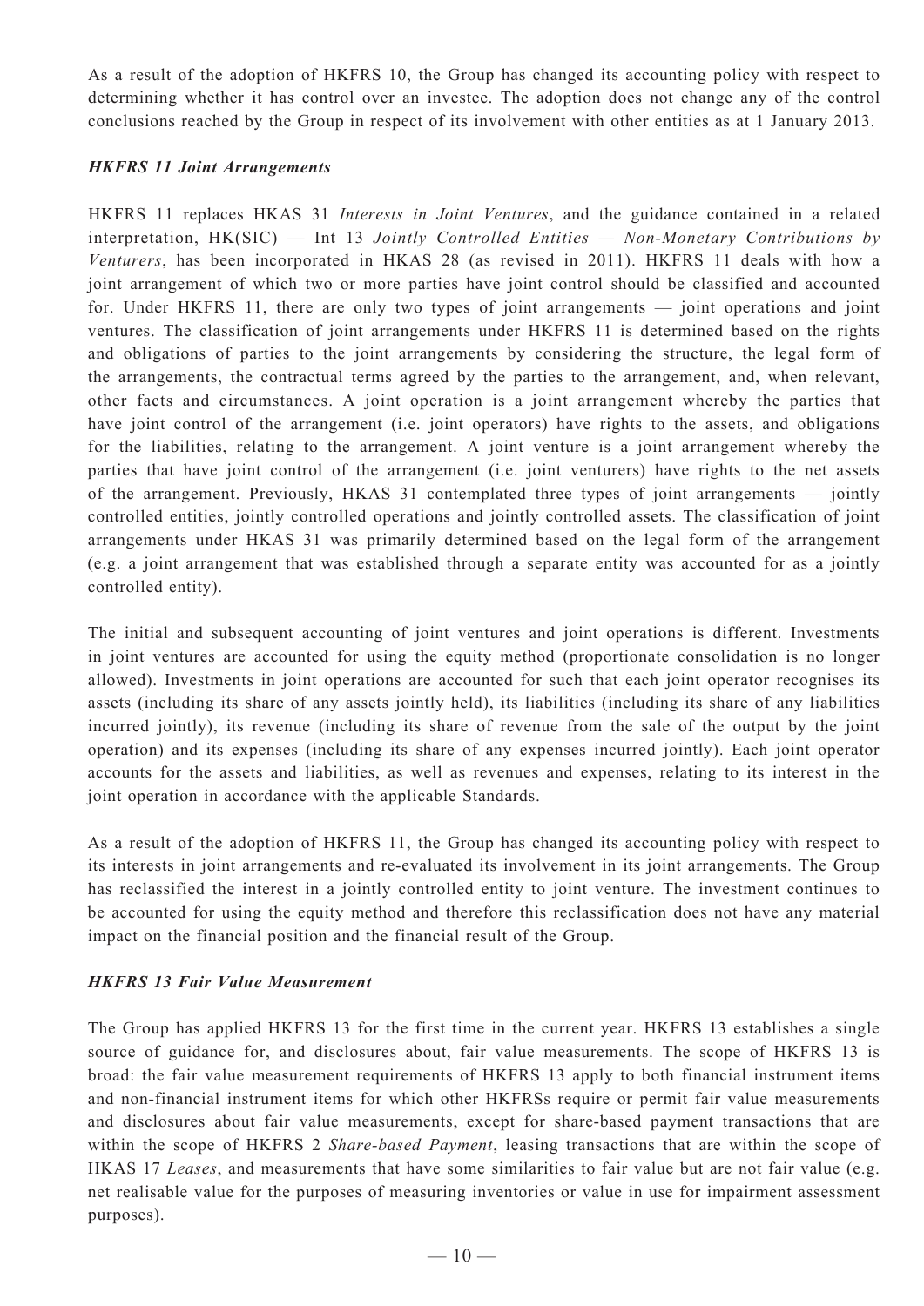As a result of the adoption of HKFRS 10, the Group has changed its accounting policy with respect to determining whether it has control over an investee. The adoption does not change any of the control conclusions reached by the Group in respect of its involvement with other entities as at 1 January 2013.

***HKFRS 11 Joint Arrangements***

HKFRS 11 replaces HKAS 31 *Interests in Joint Ventures*, and the guidance contained in a related interpretation, HK(SIC) — Int 13 *Jointly Controlled Entities — Non-Monetary Contributions by Venturers*, has been incorporated in HKAS 28 (as revised in 2011). HKFRS 11 deals with how a joint arrangement of which two or more parties have joint control should be classified and accounted for. Under HKFRS 11, there are only two types of joint arrangements — joint operations and joint ventures. The classification of joint arrangements under HKFRS 11 is determined based on the rights and obligations of parties to the joint arrangements by considering the structure, the legal form of the arrangements, the contractual terms agreed by the parties to the arrangement, and, when relevant, other facts and circumstances. A joint operation is a joint arrangement whereby the parties that have joint control of the arrangement (i.e. joint operators) have rights to the assets, and obligations for the liabilities, relating to the arrangement. A joint venture is a joint arrangement whereby the parties that have joint control of the arrangement (i.e. joint venturers) have rights to the net assets of the arrangement. Previously, HKAS 31 contemplated three types of joint arrangements — jointly controlled entities, jointly controlled operations and jointly controlled assets. The classification of joint arrangements under HKAS 31 was primarily determined based on the legal form of the arrangement (e.g. a joint arrangement that was established through a separate entity was accounted for as a jointly controlled entity).

The initial and subsequent accounting of joint ventures and joint operations is different. Investments in joint ventures are accounted for using the equity method (proportionate consolidation is no longer allowed). Investments in joint operations are accounted for such that each joint operator recognises its assets (including its share of any assets jointly held), its liabilities (including its share of any liabilities incurred jointly), its revenue (including its share of revenue from the sale of the output by the joint operation) and its expenses (including its share of any expenses incurred jointly). Each joint operator accounts for the assets and liabilities, as well as revenues and expenses, relating to its interest in the joint operation in accordance with the applicable Standards.

As a result of the adoption of HKFRS 11, the Group has changed its accounting policy with respect to its interests in joint arrangements and re-evaluated its involvement in its joint arrangements. The Group has reclassified the interest in a jointly controlled entity to joint venture. The investment continues to be accounted for using the equity method and therefore this reclassification does not have any material impact on the financial position and the financial result of the Group.

***HKFRS 13 Fair Value Measurement***

The Group has applied HKFRS 13 for the first time in the current year. HKFRS 13 establishes a single source of guidance for, and disclosures about, fair value measurements. The scope of HKFRS 13 is broad: the fair value measurement requirements of HKFRS 13 apply to both financial instrument items and non-financial instrument items for which other HKFRSs require or permit fair value measurements and disclosures about fair value measurements, except for share-based payment transactions that are within the scope of HKFRS 2 *Share-based Payment*, leasing transactions that are within the scope of HKAS 17 *Leases*, and measurements that have some similarities to fair value but are not fair value (e.g. net realisable value for the purposes of measuring inventories or value in use for impairment assessment purposes).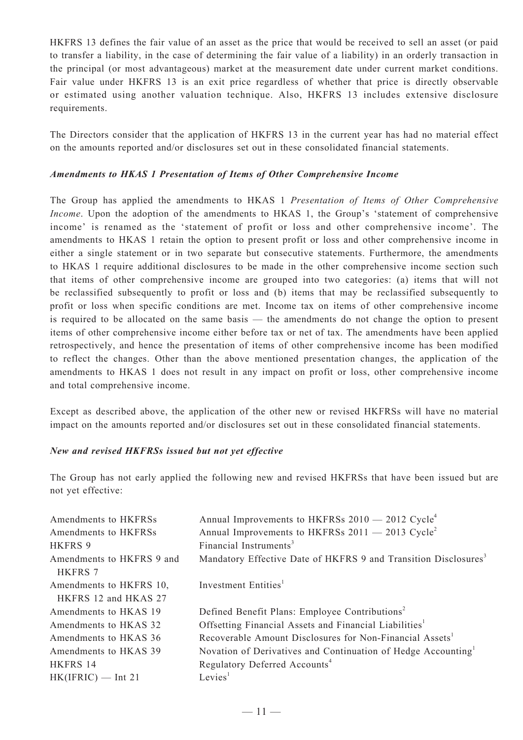HKFRS 13 defines the fair value of an asset as the price that would be received to sell an asset (or paid to transfer a liability, in the case of determining the fair value of a liability) in an orderly transaction in the principal (or most advantageous) market at the measurement date under current market conditions. Fair value under HKFRS 13 is an exit price regardless of whether that price is directly observable or estimated using another valuation technique. Also, HKFRS 13 includes extensive disclosure requirements.

The Directors consider that the application of HKFRS 13 in the current year has had no material effect on the amounts reported and/or disclosures set out in these consolidated financial statements.

***Amendments to HKAS 1 Presentation of Items of Other Comprehensive Income***

The Group has applied the amendments to HKAS 1 *Presentation of Items of Other Comprehensive Income*. Upon the adoption of the amendments to HKAS 1, the Group's 'statement of comprehensive income' is renamed as the 'statement of profit or loss and other comprehensive income'. The amendments to HKAS 1 retain the option to present profit or loss and other comprehensive income in either a single statement or in two separate but consecutive statements. Furthermore, the amendments to HKAS 1 require additional disclosures to be made in the other comprehensive income section such that items of other comprehensive income are grouped into two categories: (a) items that will not be reclassified subsequently to profit or loss and (b) items that may be reclassified subsequently to profit or loss when specific conditions are met. Income tax on items of other comprehensive income is required to be allocated on the same basis — the amendments do not change the option to present items of other comprehensive income either before tax or net of tax. The amendments have been applied retrospectively, and hence the presentation of items of other comprehensive income has been modified to reflect the changes. Other than the above mentioned presentation changes, the application of the amendments to HKAS 1 does not result in any impact on profit or loss, other comprehensive income and total comprehensive income.

Except as described above, the application of the other new or revised HKFRSs will have no material impact on the amounts reported and/or disclosures set out in these consolidated financial statements.

***New and revised HKFRSs issued but not yet effective***

The Group has not early applied the following new and revised HKFRSs that have been issued but are not yet effective:

| | |
|---|---|
| Amendments to HKFRSs | Annual Improvements to HKFRSs 2010 — 2012 Cycle[4] |
| Amendments to HKFRSs | Annual Improvements to HKFRSs 2011 — 2013 Cycle[2] |
| HKFRS 9 | Financial Instruments[3] |
| Amendments to HKFRS 9 and HKFRS 7 | Mandatory Effective Date of HKFRS 9 and Transition Disclosures[3] |
| Amendments to HKFRS 10, HKFRS 12 and HKAS 27 | Investment Entities[1] |
| Amendments to HKAS 19 | Defined Benefit Plans: Employee Contributions[2] |
| Amendments to HKAS 32 | Offsetting Financial Assets and Financial Liabilities[1] |
| Amendments to HKAS 36 | Recoverable Amount Disclosures for Non-Financial Assets[1] |
| Amendments to HKAS 39 | Novation of Derivatives and Continuation of Hedge Accounting[1] |
| HKFRS 14 | Regulatory Deferred Accounts[4] |
| HK(IFRIC) — Int 21 | Levies[1] |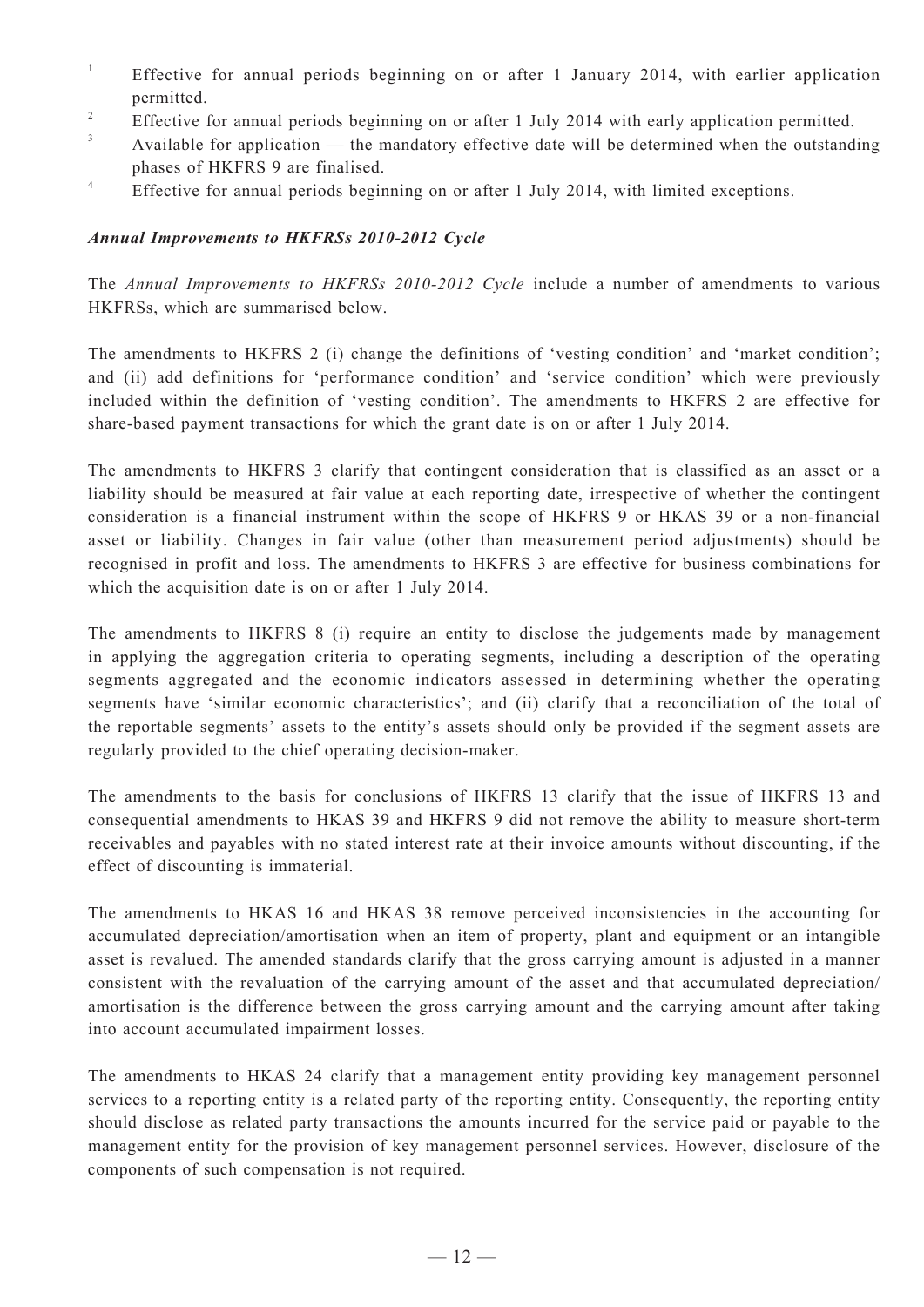[1] Effective for annual periods beginning on or after 1 January 2014, with earlier application permitted.

[2] Effective for annual periods beginning on or after 1 July 2014 with early application permitted.

[3] Available for application — the mandatory effective date will be determined when the outstanding phases of HKFRS 9 are finalised.

[4] Effective for annual periods beginning on or after 1 July 2014, with limited exceptions.

***Annual Improvements to HKFRSs 2010-2012 Cycle***

The *Annual Improvements to HKFRSs 2010-2012 Cycle* include a number of amendments to various HKFRSs, which are summarised below.

The amendments to HKFRS 2 (i) change the definitions of 'vesting condition' and 'market condition'; and (ii) add definitions for 'performance condition' and 'service condition' which were previously included within the definition of 'vesting condition'. The amendments to HKFRS 2 are effective for share-based payment transactions for which the grant date is on or after 1 July 2014.

The amendments to HKFRS 3 clarify that contingent consideration that is classified as an asset or a liability should be measured at fair value at each reporting date, irrespective of whether the contingent consideration is a financial instrument within the scope of HKFRS 9 or HKAS 39 or a non-financial asset or liability. Changes in fair value (other than measurement period adjustments) should be recognised in profit and loss. The amendments to HKFRS 3 are effective for business combinations for which the acquisition date is on or after 1 July 2014.

The amendments to HKFRS 8 (i) require an entity to disclose the judgements made by management in applying the aggregation criteria to operating segments, including a description of the operating segments aggregated and the economic indicators assessed in determining whether the operating segments have 'similar economic characteristics'; and (ii) clarify that a reconciliation of the total of the reportable segments' assets to the entity's assets should only be provided if the segment assets are regularly provided to the chief operating decision-maker.

The amendments to the basis for conclusions of HKFRS 13 clarify that the issue of HKFRS 13 and consequential amendments to HKAS 39 and HKFRS 9 did not remove the ability to measure short-term receivables and payables with no stated interest rate at their invoice amounts without discounting, if the effect of discounting is immaterial.

The amendments to HKAS 16 and HKAS 38 remove perceived inconsistencies in the accounting for accumulated depreciation/amortisation when an item of property, plant and equipment or an intangible asset is revalued. The amended standards clarify that the gross carrying amount is adjusted in a manner consistent with the revaluation of the carrying amount of the asset and that accumulated depreciation/amortisation is the difference between the gross carrying amount and the carrying amount after taking into account accumulated impairment losses.

The amendments to HKAS 24 clarify that a management entity providing key management personnel services to a reporting entity is a related party of the reporting entity. Consequently, the reporting entity should disclose as related party transactions the amounts incurred for the service paid or payable to the management entity for the provision of key management personnel services. However, disclosure of the components of such compensation is not required.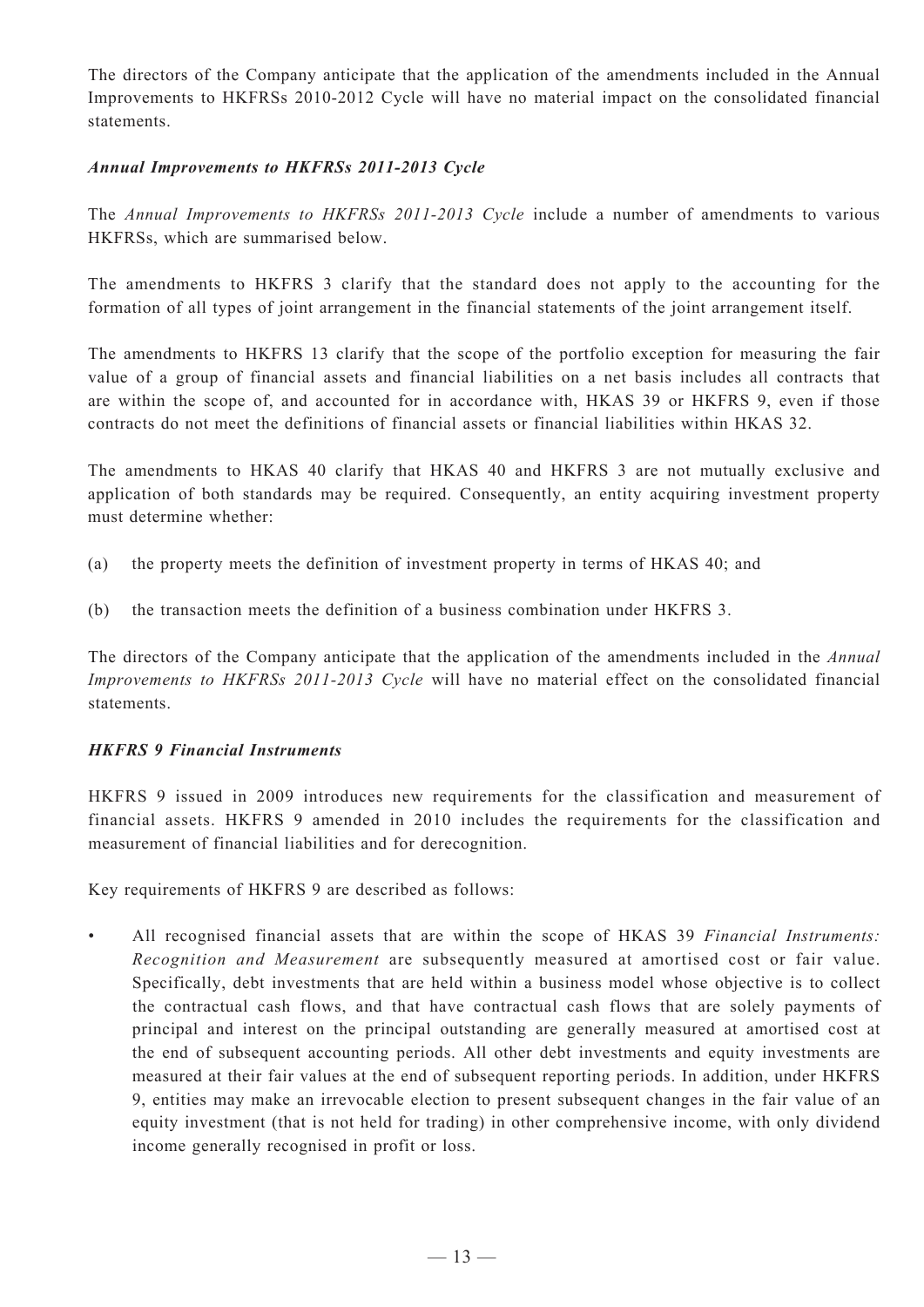The directors of the Company anticipate that the application of the amendments included in the Annual Improvements to HKFRSs 2010-2012 Cycle will have no material impact on the consolidated financial statements.

***Annual Improvements to HKFRSs 2011-2013 Cycle***

The *Annual Improvements to HKFRSs 2011-2013 Cycle* include a number of amendments to various HKFRSs, which are summarised below.

The amendments to HKFRS 3 clarify that the standard does not apply to the accounting for the formation of all types of joint arrangement in the financial statements of the joint arrangement itself.

The amendments to HKFRS 13 clarify that the scope of the portfolio exception for measuring the fair value of a group of financial assets and financial liabilities on a net basis includes all contracts that are within the scope of, and accounted for in accordance with, HKAS 39 or HKFRS 9, even if those contracts do not meet the definitions of financial assets or financial liabilities within HKAS 32.

The amendments to HKAS 40 clarify that HKAS 40 and HKFRS 3 are not mutually exclusive and application of both standards may be required. Consequently, an entity acquiring investment property must determine whether:

(a) the property meets the definition of investment property in terms of HKAS 40; and

(b) the transaction meets the definition of a business combination under HKFRS 3.

The directors of the Company anticipate that the application of the amendments included in the *Annual Improvements to HKFRSs 2011-2013 Cycle* will have no material effect on the consolidated financial statements.

***HKFRS 9 Financial Instruments***

HKFRS 9 issued in 2009 introduces new requirements for the classification and measurement of financial assets. HKFRS 9 amended in 2010 includes the requirements for the classification and measurement of financial liabilities and for derecognition.

Key requirements of HKFRS 9 are described as follows:

- All recognised financial assets that are within the scope of HKAS 39 *Financial Instruments: Recognition and Measurement* are subsequently measured at amortised cost or fair value. Specifically, debt investments that are held within a business model whose objective is to collect the contractual cash flows, and that have contractual cash flows that are solely payments of principal and interest on the principal outstanding are generally measured at amortised cost at the end of subsequent accounting periods. All other debt investments and equity investments are measured at their fair values at the end of subsequent reporting periods. In addition, under HKFRS 9, entities may make an irrevocable election to present subsequent changes in the fair value of an equity investment (that is not held for trading) in other comprehensive income, with only dividend income generally recognised in profit or loss.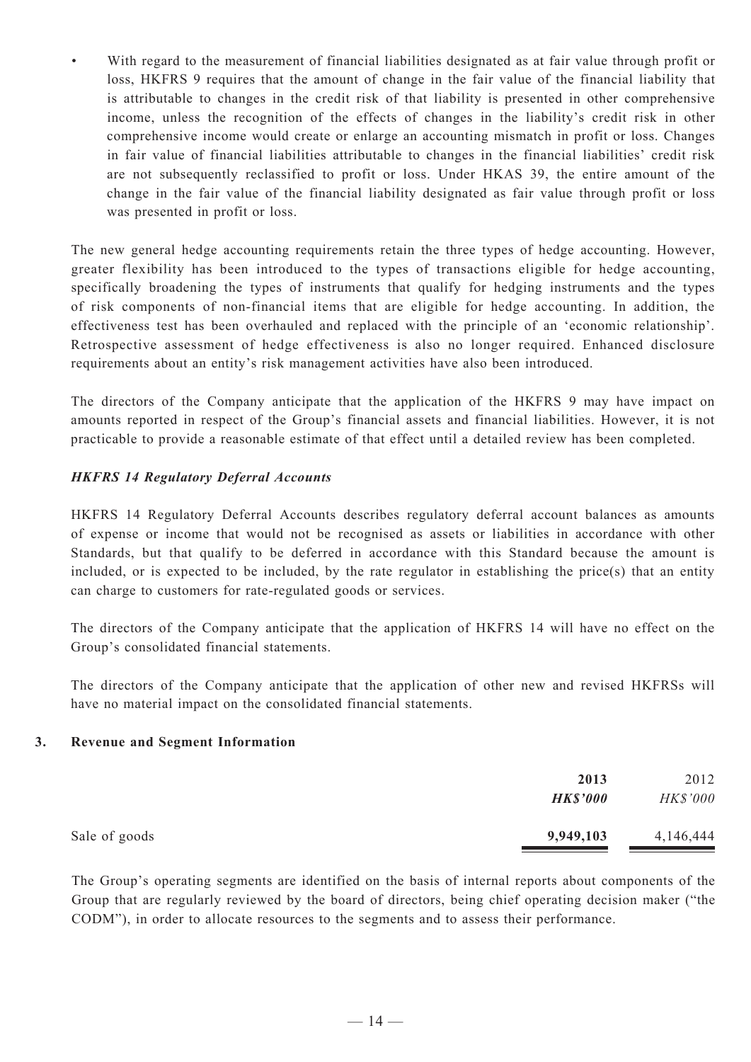- With regard to the measurement of financial liabilities designated as at fair value through profit or loss, HKFRS 9 requires that the amount of change in the fair value of the financial liability that is attributable to changes in the credit risk of that liability is presented in other comprehensive income, unless the recognition of the effects of changes in the liability's credit risk in other comprehensive income would create or enlarge an accounting mismatch in profit or loss. Changes in fair value of financial liabilities attributable to changes in the financial liabilities' credit risk are not subsequently reclassified to profit or loss. Under HKAS 39, the entire amount of the change in the fair value of the financial liability designated as fair value through profit or loss was presented in profit or loss.

The new general hedge accounting requirements retain the three types of hedge accounting. However, greater flexibility has been introduced to the types of transactions eligible for hedge accounting, specifically broadening the types of instruments that qualify for hedging instruments and the types of risk components of non-financial items that are eligible for hedge accounting. In addition, the effectiveness test has been overhauled and replaced with the principle of an 'economic relationship'. Retrospective assessment of hedge effectiveness is also no longer required. Enhanced disclosure requirements about an entity's risk management activities have also been introduced.

The directors of the Company anticipate that the application of the HKFRS 9 may have impact on amounts reported in respect of the Group's financial assets and financial liabilities. However, it is not practicable to provide a reasonable estimate of that effect until a detailed review has been completed.

***HKFRS 14 Regulatory Deferral Accounts***

HKFRS 14 Regulatory Deferral Accounts describes regulatory deferral account balances as amounts of expense or income that would not be recognised as assets or liabilities in accordance with other Standards, but that qualify to be deferred in accordance with this Standard because the amount is included, or is expected to be included, by the rate regulator in establishing the price(s) that an entity can charge to customers for rate-regulated goods or services.

The directors of the Company anticipate that the application of HKFRS 14 will have no effect on the Group's consolidated financial statements.

The directors of the Company anticipate that the application of other new and revised HKFRSs will have no material impact on the consolidated financial statements.

## 3. Revenue and Segment Information

| | **2013** | 2012 |
|---|---|---|
| | ***HK$'000*** | *HK$'000* |
| Sale of goods | **9,949,103** | 4,146,444 |

The Group's operating segments are identified on the basis of internal reports about components of the Group that are regularly reviewed by the board of directors, being chief operating decision maker ("the CODM"), in order to allocate resources to the segments and to assess their performance.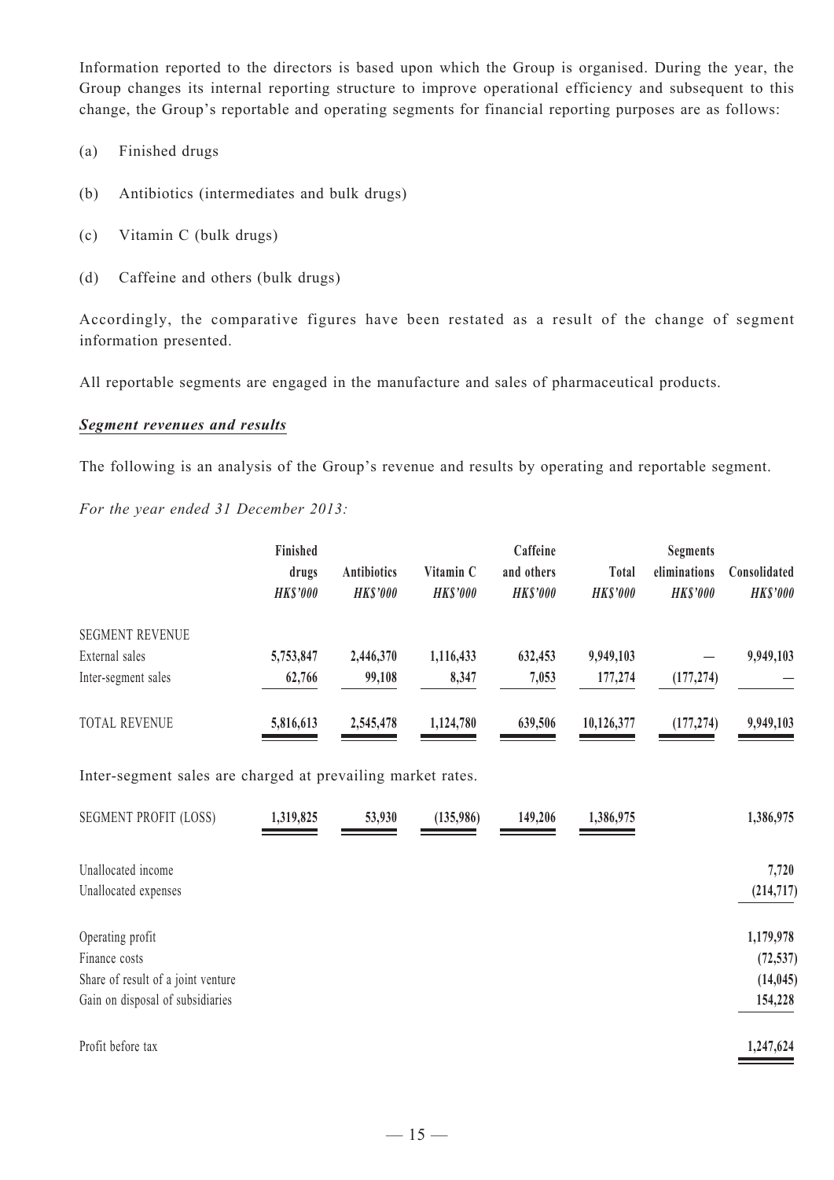Information reported to the directors is based upon which the Group is organised. During the year, the Group changes its internal reporting structure to improve operational efficiency and subsequent to this change, the Group's reportable and operating segments for financial reporting purposes are as follows:

(a) Finished drugs

(b) Antibiotics (intermediates and bulk drugs)

(c) Vitamin C (bulk drugs)

(d) Caffeine and others (bulk drugs)

Accordingly, the comparative figures have been restated as a result of the change of segment information presented.

All reportable segments are engaged in the manufacture and sales of pharmaceutical products.

***Segment revenues and results***

The following is an analysis of the Group's revenue and results by operating and reportable segment.

*For the year ended 31 December 2013:*

| | Finished drugs *HK$'000* | Antibiotics *HK$'000* | Vitamin C *HK$'000* | Caffeine and others *HK$'000* | Total *HK$'000* | Segments eliminations *HK$'000* | Consolidated *HK$'000* |
|---|---|---|---|---|---|---|---|
| SEGMENT REVENUE | | | | | | | |
| External sales | **5,753,847** | **2,446,370** | **1,116,433** | **632,453** | **9,949,103** | — | **9,949,103** |
| Inter-segment sales | **62,766** | **99,108** | **8,347** | **7,053** | **177,274** | **(177,274)** | — |
| TOTAL REVENUE | **5,816,613** | **2,545,478** | **1,124,780** | **639,506** | **10,126,377** | **(177,274)** | **9,949,103** |

Inter-segment sales are charged at prevailing market rates.

| | Finished drugs *HK$'000* | Antibiotics *HK$'000* | Vitamin C *HK$'000* | Caffeine and others *HK$'000* | Total *HK$'000* | Segments eliminations *HK$'000* | Consolidated *HK$'000* |
|---|---|---|---|---|---|---|---|
| SEGMENT PROFIT (LOSS) | **1,319,825** | **53,930** | **(135,986)** | **149,206** | **1,386,975** | | **1,386,975** |
| Unallocated income | | | | | | | **7,720** |
| Unallocated expenses | | | | | | | **(214,717)** |
| Operating profit | | | | | | | **1,179,978** |
| Finance costs | | | | | | | **(72,537)** |
| Share of result of a joint venture | | | | | | | **(14,045)** |
| Gain on disposal of subsidiaries | | | | | | | **154,228** |
| Profit before tax | | | | | | | **1,247,624** |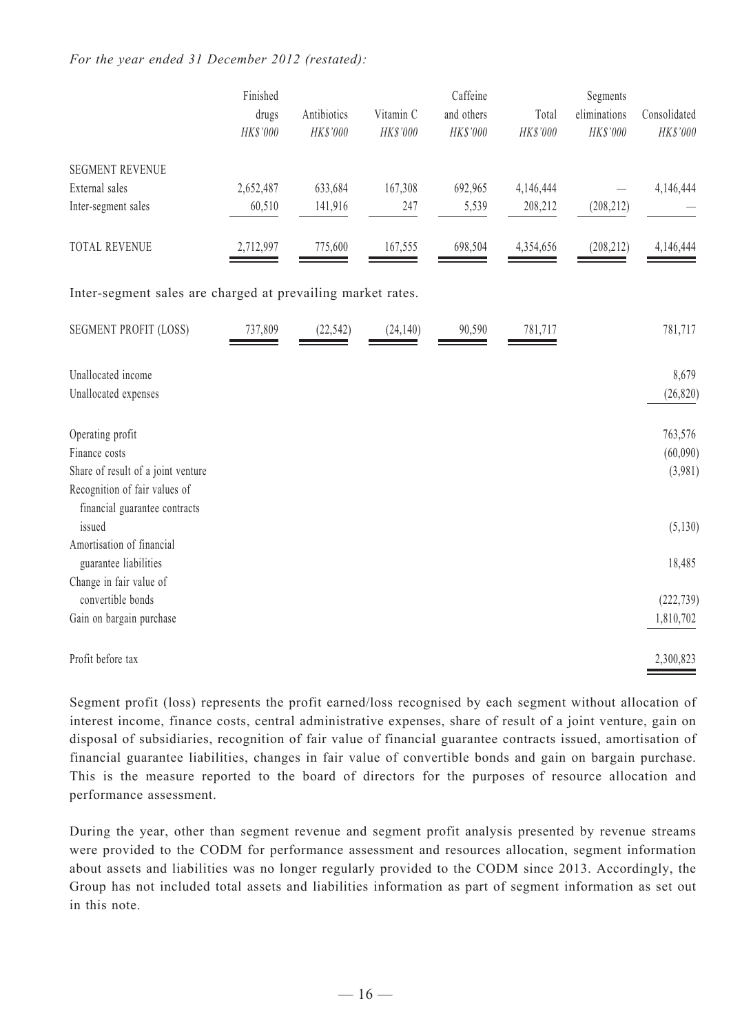*For the year ended 31 December 2012 (restated):*

| | Finished drugs *HK$'000* | Antibiotics *HK$'000* | Vitamin C *HK$'000* | Caffeine and others *HK$'000* | Total *HK$'000* | Segments eliminations *HK$'000* | Consolidated *HK$'000* |
|---|---|---|---|---|---|---|---|
| SEGMENT REVENUE | | | | | | | |
| External sales | 2,652,487 | 633,684 | 167,308 | 692,965 | 4,146,444 | — | 4,146,444 |
| Inter-segment sales | 60,510 | 141,916 | 247 | 5,539 | 208,212 | (208,212) | — |
| TOTAL REVENUE | 2,712,997 | 775,600 | 167,555 | 698,504 | 4,354,656 | (208,212) | 4,146,444 |

Inter-segment sales are charged at prevailing market rates.

| | Finished drugs *HK$'000* | Antibiotics *HK$'000* | Vitamin C *HK$'000* | Caffeine and others *HK$'000* | Total *HK$'000* | Segments eliminations *HK$'000* | Consolidated *HK$'000* |
|---|---|---|---|---|---|---|---|
| SEGMENT PROFIT (LOSS) | 737,809 | (22,542) | (24,140) | 90,590 | 781,717 | | 781,717 |
| Unallocated income | | | | | | | 8,679 |
| Unallocated expenses | | | | | | | (26,820) |
| Operating profit | | | | | | | 763,576 |
| Finance costs | | | | | | | (60,090) |
| Share of result of a joint venture | | | | | | | (3,981) |
| Recognition of fair values of financial guarantee contracts issued | | | | | | | (5,130) |
| Amortisation of financial guarantee liabilities | | | | | | | 18,485 |
| Change in fair value of convertible bonds | | | | | | | (222,739) |
| Gain on bargain purchase | | | | | | | 1,810,702 |
| Profit before tax | | | | | | | 2,300,823 |

Segment profit (loss) represents the profit earned/loss recognised by each segment without allocation of interest income, finance costs, central administrative expenses, share of result of a joint venture, gain on disposal of subsidiaries, recognition of fair value of financial guarantee contracts issued, amortisation of financial guarantee liabilities, changes in fair value of convertible bonds and gain on bargain purchase. This is the measure reported to the board of directors for the purposes of resource allocation and performance assessment.

During the year, other than segment revenue and segment profit analysis presented by revenue streams were provided to the CODM for performance assessment and resources allocation, segment information about assets and liabilities was no longer regularly provided to the CODM since 2013. Accordingly, the Group has not included total assets and liabilities information as part of segment information as set out in this note.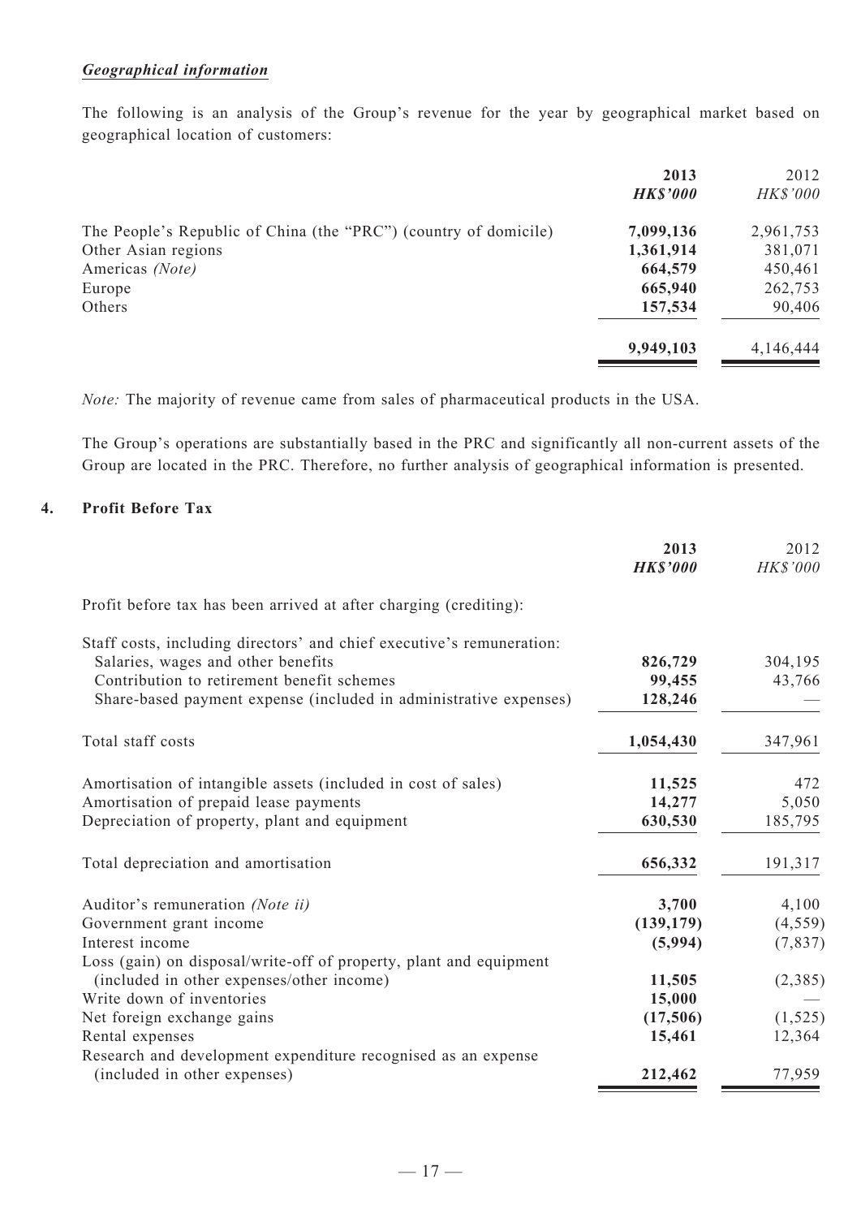### *Geographical information*

The following is an analysis of the Group's revenue for the year by geographical market based on geographical location of customers:

| | 2013 | 2012 |
|---|---|---|
| | *HK$'000* | *HK$'000* |
| The People's Republic of China (the "PRC") (country of domicile) | **7,099,136** | 2,961,753 |
| Other Asian regions | **1,361,914** | 381,071 |
| Americas *(Note)* | **664,579** | 450,461 |
| Europe | **665,940** | 262,753 |
| Others | **157,534** | 90,406 |
| | **9,949,103** | 4,146,444 |

*Note:* The majority of revenue came from sales of pharmaceutical products in the USA.

The Group's operations are substantially based in the PRC and significantly all non-current assets of the Group are located in the PRC. Therefore, no further analysis of geographical information is presented.

## 4. Profit Before Tax

| | 2013 | 2012 |
|---|---|---|
| | *HK$'000* | *HK$'000* |
| Profit before tax has been arrived at after charging (crediting): | | |
| Staff costs, including directors' and chief executive's remuneration: | | |
| Salaries, wages and other benefits | **826,729** | 304,195 |
| Contribution to retirement benefit schemes | **99,455** | 43,766 |
| Share-based payment expense (included in administrative expenses) | **128,246** | — |
| Total staff costs | **1,054,430** | 347,961 |
| Amortisation of intangible assets (included in cost of sales) | **11,525** | 472 |
| Amortisation of prepaid lease payments | **14,277** | 5,050 |
| Depreciation of property, plant and equipment | **630,530** | 185,795 |
| Total depreciation and amortisation | **656,332** | 191,317 |
| Auditor's remuneration *(Note ii)* | **3,700** | 4,100 |
| Government grant income | **(139,179)** | (4,559) |
| Interest income | **(5,994)** | (7,837) |
| Loss (gain) on disposal/write-off of property, plant and equipment (included in other expenses/other income) | **11,505** | (2,385) |
| Write down of inventories | **15,000** | — |
| Net foreign exchange gains | **(17,506)** | (1,525) |
| Rental expenses | **15,461** | 12,364 |
| Research and development expenditure recognised as an expense (included in other expenses) | **212,462** | 77,959 |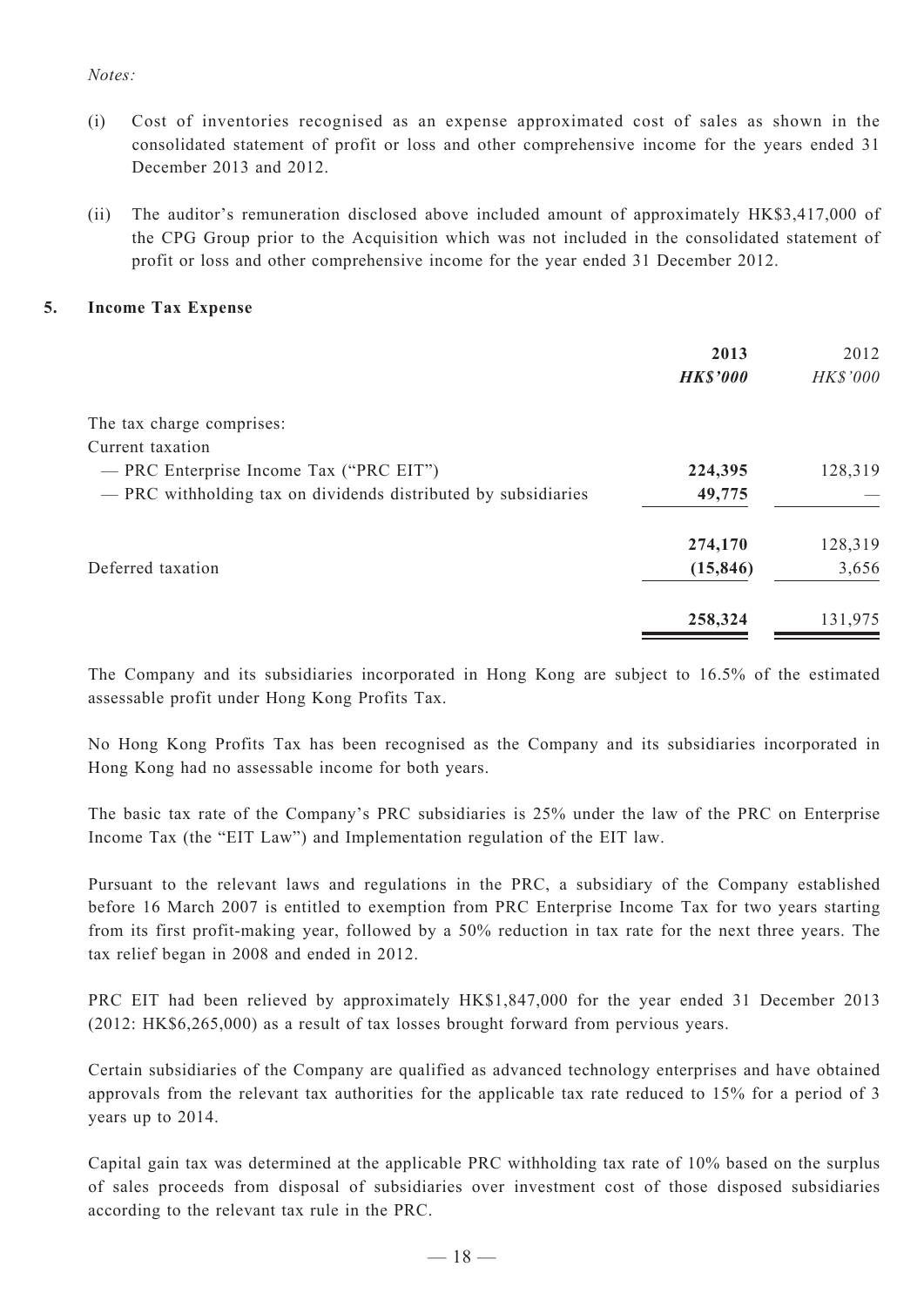*Notes:*

(i) Cost of inventories recognised as an expense approximated cost of sales as shown in the consolidated statement of profit or loss and other comprehensive income for the years ended 31 December 2013 and 2012.

(ii) The auditor's remuneration disclosed above included amount of approximately HK$3,417,000 of the CPG Group prior to the Acquisition which was not included in the consolidated statement of profit or loss and other comprehensive income for the year ended 31 December 2012.

## 5. Income Tax Expense

| | **2013** | 2012 |
|---|---|---|
| | ***HK$'000*** | *HK$'000* |
| The tax charge comprises: | | |
| Current taxation | | |
| — PRC Enterprise Income Tax ("PRC EIT") | **224,395** | 128,319 |
| — PRC withholding tax on dividends distributed by subsidiaries | **49,775** | — |
| | **274,170** | 128,319 |
| Deferred taxation | **(15,846)** | 3,656 |
| | **258,324** | 131,975 |

The Company and its subsidiaries incorporated in Hong Kong are subject to 16.5% of the estimated assessable profit under Hong Kong Profits Tax.

No Hong Kong Profits Tax has been recognised as the Company and its subsidiaries incorporated in Hong Kong had no assessable income for both years.

The basic tax rate of the Company's PRC subsidiaries is 25% under the law of the PRC on Enterprise Income Tax (the "EIT Law") and Implementation regulation of the EIT law.

Pursuant to the relevant laws and regulations in the PRC, a subsidiary of the Company established before 16 March 2007 is entitled to exemption from PRC Enterprise Income Tax for two years starting from its first profit-making year, followed by a 50% reduction in tax rate for the next three years. The tax relief began in 2008 and ended in 2012.

PRC EIT had been relieved by approximately HK$1,847,000 for the year ended 31 December 2013 (2012: HK$6,265,000) as a result of tax losses brought forward from pervious years.

Certain subsidiaries of the Company are qualified as advanced technology enterprises and have obtained approvals from the relevant tax authorities for the applicable tax rate reduced to 15% for a period of 3 years up to 2014.

Capital gain tax was determined at the applicable PRC withholding tax rate of 10% based on the surplus of sales proceeds from disposal of subsidiaries over investment cost of those disposed subsidiaries according to the relevant tax rule in the PRC.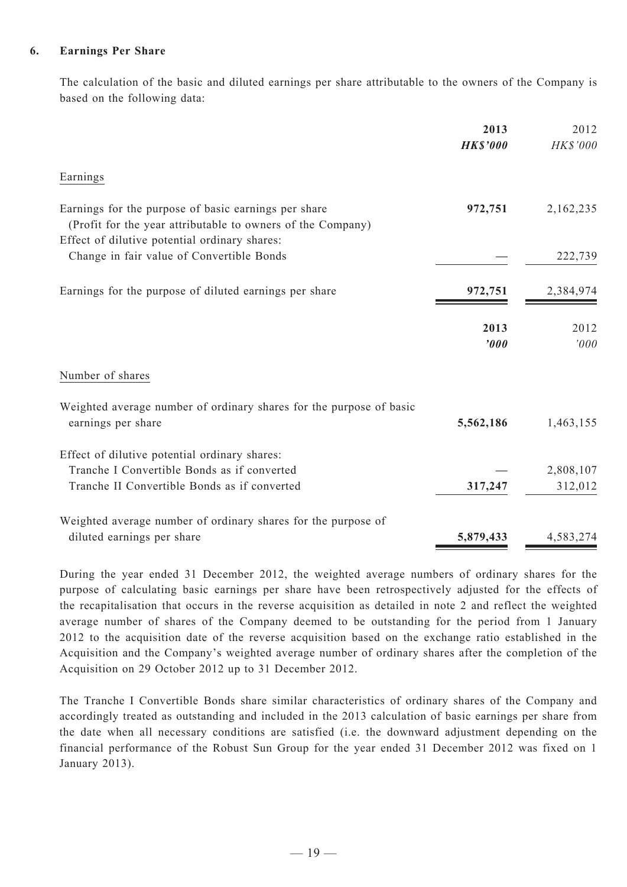### 6. Earnings Per Share

The calculation of the basic and diluted earnings per share attributable to the owners of the Company is based on the following data:

| | 2013 | 2012 |
|---|---|---|
| | ***HK$'000*** | *HK$'000* |
| Earnings | | |
| Earnings for the purpose of basic earnings per share (Profit for the year attributable to owners of the Company) | **972,751** | 2,162,235 |
| Effect of dilutive potential ordinary shares: | | |
| Change in fair value of Convertible Bonds | **—** | 222,739 |
| Earnings for the purpose of diluted earnings per share | **972,751** | 2,384,974 |

| | 2013 | 2012 |
|---|---|---|
| | ***'000*** | *'000* |
| Number of shares | | |
| Weighted average number of ordinary shares for the purpose of basic earnings per share | **5,562,186** | 1,463,155 |
| Effect of dilutive potential ordinary shares: | | |
| Tranche I Convertible Bonds as if converted | **—** | 2,808,107 |
| Tranche II Convertible Bonds as if converted | **317,247** | 312,012 |
| Weighted average number of ordinary shares for the purpose of diluted earnings per share | **5,879,433** | 4,583,274 |

During the year ended 31 December 2012, the weighted average numbers of ordinary shares for the purpose of calculating basic earnings per share have been retrospectively adjusted for the effects of the recapitalisation that occurs in the reverse acquisition as detailed in note 2 and reflect the weighted average number of shares of the Company deemed to be outstanding for the period from 1 January 2012 to the acquisition date of the reverse acquisition based on the exchange ratio established in the Acquisition and the Company's weighted average number of ordinary shares after the completion of the Acquisition on 29 October 2012 up to 31 December 2012.

The Tranche I Convertible Bonds share similar characteristics of ordinary shares of the Company and accordingly treated as outstanding and included in the 2013 calculation of basic earnings per share from the date when all necessary conditions are satisfied (i.e. the downward adjustment depending on the financial performance of the Robust Sun Group for the year ended 31 December 2012 was fixed on 1 January 2013).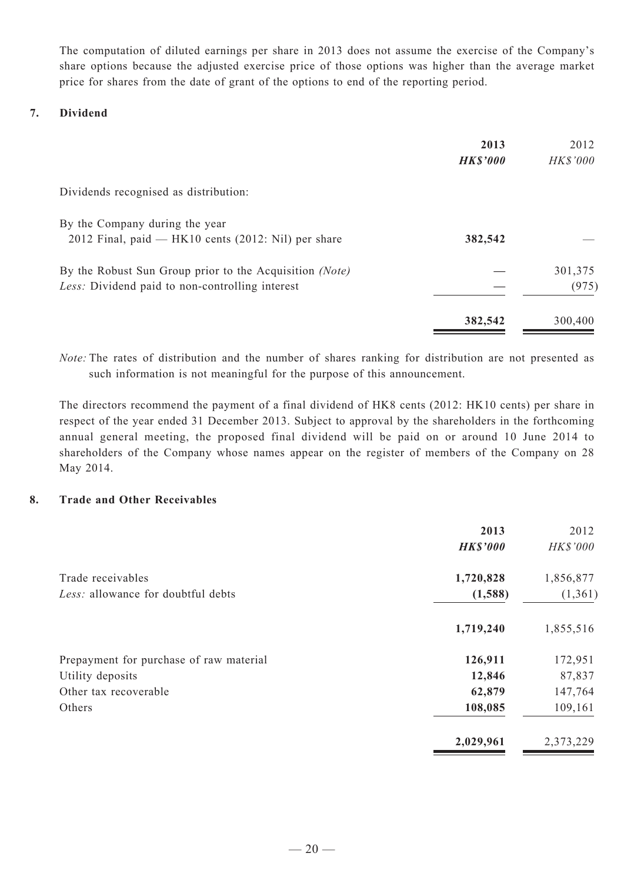The computation of diluted earnings per share in 2013 does not assume the exercise of the Company's share options because the adjusted exercise price of those options was higher than the average market price for shares from the date of grant of the options to end of the reporting period.

## 7. Dividend

| | **2013** | 2012 |
|---|---|---|
| | ***HK$'000*** | *HK$'000* |
| Dividends recognised as distribution: | | |
| By the Company during the year | | |
| 2012 Final, paid — HK10 cents (2012: Nil) per share | **382,542** | — |
| By the Robust Sun Group prior to the Acquisition *(Note)* | **—** | 301,375 |
| *Less:* Dividend paid to non-controlling interest | **—** | (975) |
| | **382,542** | 300,400 |

*Note:* The rates of distribution and the number of shares ranking for distribution are not presented as such information is not meaningful for the purpose of this announcement.

The directors recommend the payment of a final dividend of HK8 cents (2012: HK10 cents) per share in respect of the year ended 31 December 2013. Subject to approval by the shareholders in the forthcoming annual general meeting, the proposed final dividend will be paid on or around 10 June 2014 to shareholders of the Company whose names appear on the register of members of the Company on 28 May 2014.

## 8. Trade and Other Receivables

| | **2013** | 2012 |
|---|---|---|
| | ***HK$'000*** | *HK$'000* |
| Trade receivables | **1,720,828** | 1,856,877 |
| *Less:* allowance for doubtful debts | **(1,588)** | (1,361) |
| | **1,719,240** | 1,855,516 |
| Prepayment for purchase of raw material | **126,911** | 172,951 |
| Utility deposits | **12,846** | 87,837 |
| Other tax recoverable | **62,879** | 147,764 |
| Others | **108,085** | 109,161 |
| | **2,029,961** | 2,373,229 |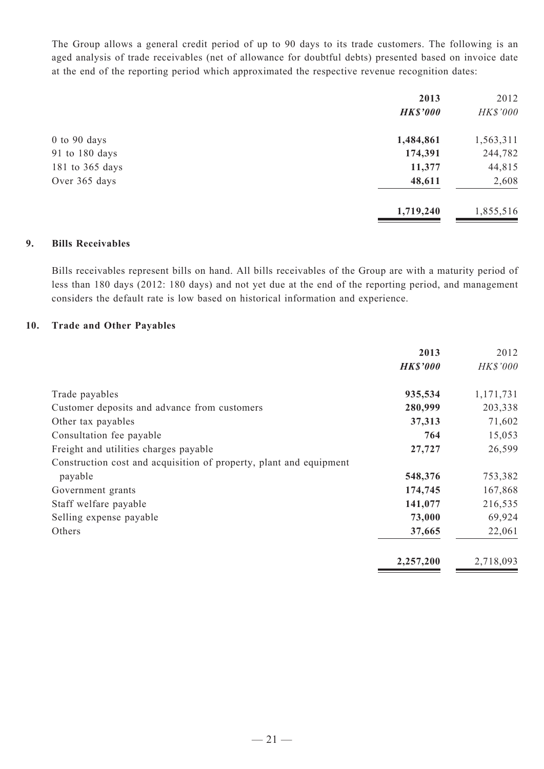The Group allows a general credit period of up to 90 days to its trade customers. The following is an aged analysis of trade receivables (net of allowance for doubtful debts) presented based on invoice date at the end of the reporting period which approximated the respective revenue recognition dates:

| | 2013 | 2012 |
|---|---|---|
| | *HK$'000* | *HK$'000* |
| 0 to 90 days | **1,484,861** | 1,563,311 |
| 91 to 180 days | **174,391** | 244,782 |
| 181 to 365 days | **11,377** | 44,815 |
| Over 365 days | **48,611** | 2,608 |
| | **1,719,240** | 1,855,516 |

## 9. Bills Receivables

Bills receivables represent bills on hand. All bills receivables of the Group are with a maturity period of less than 180 days (2012: 180 days) and not yet due at the end of the reporting period, and management considers the default rate is low based on historical information and experience.

## 10. Trade and Other Payables

| | 2013 | 2012 |
|---|---|---|
| | *HK$'000* | *HK$'000* |
| Trade payables | **935,534** | 1,171,731 |
| Customer deposits and advance from customers | **280,999** | 203,338 |
| Other tax payables | **37,313** | 71,602 |
| Consultation fee payable | **764** | 15,053 |
| Freight and utilities charges payable | **27,727** | 26,599 |
| Construction cost and acquisition of property, plant and equipment payable | **548,376** | 753,382 |
| Government grants | **174,745** | 167,868 |
| Staff welfare payable | **141,077** | 216,535 |
| Selling expense payable | **73,000** | 69,924 |
| Others | **37,665** | 22,061 |
| | **2,257,200** | 2,718,093 |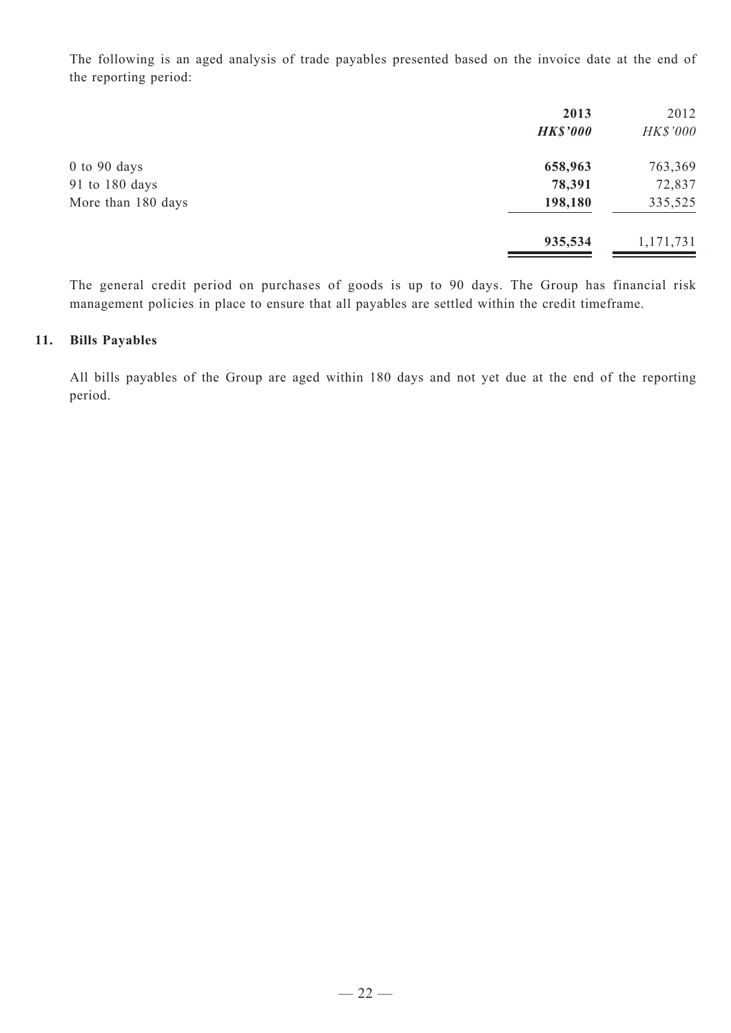The following is an aged analysis of trade payables presented based on the invoice date at the end of the reporting period:

| | 2013 | 2012 |
|---|---|---|
| | ***HK$'000*** | *HK$'000* |
| 0 to 90 days | **658,963** | 763,369 |
| 91 to 180 days | **78,391** | 72,837 |
| More than 180 days | **198,180** | 335,525 |
| | **935,534** | 1,171,731 |

The general credit period on purchases of goods is up to 90 days. The Group has financial risk management policies in place to ensure that all payables are settled within the credit timeframe.

## 11. Bills Payables

All bills payables of the Group are aged within 180 days and not yet due at the end of the reporting period.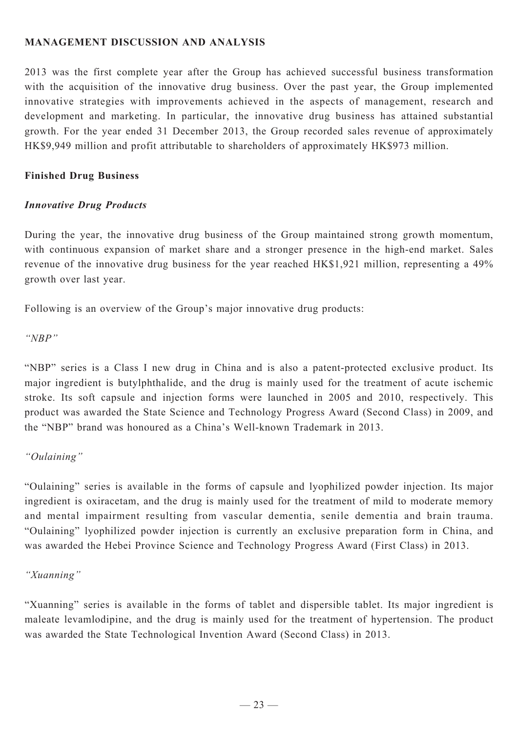## MANAGEMENT DISCUSSION AND ANALYSIS

2013 was the first complete year after the Group has achieved successful business transformation with the acquisition of the innovative drug business. Over the past year, the Group implemented innovative strategies with improvements achieved in the aspects of management, research and development and marketing. In particular, the innovative drug business has attained substantial growth. For the year ended 31 December 2013, the Group recorded sales revenue of approximately HK$9,949 million and profit attributable to shareholders of approximately HK$973 million.

### Finished Drug Business

#### *Innovative Drug Products*

During the year, the innovative drug business of the Group maintained strong growth momentum, with continuous expansion of market share and a stronger presence in the high-end market. Sales revenue of the innovative drug business for the year reached HK$1,921 million, representing a 49% growth over last year.

Following is an overview of the Group's major innovative drug products:

*"NBP"*

"NBP" series is a Class I new drug in China and is also a patent-protected exclusive product. Its major ingredient is butylphthalide, and the drug is mainly used for the treatment of acute ischemic stroke. Its soft capsule and injection forms were launched in 2005 and 2010, respectively. This product was awarded the State Science and Technology Progress Award (Second Class) in 2009, and the "NBP" brand was honoured as a China's Well-known Trademark in 2013.

*"Oulaining"*

"Oulaining" series is available in the forms of capsule and lyophilized powder injection. Its major ingredient is oxiracetam, and the drug is mainly used for the treatment of mild to moderate memory and mental impairment resulting from vascular dementia, senile dementia and brain trauma. "Oulaining" lyophilized powder injection is currently an exclusive preparation form in China, and was awarded the Hebei Province Science and Technology Progress Award (First Class) in 2013.

*"Xuanning"*

"Xuanning" series is available in the forms of tablet and dispersible tablet. Its major ingredient is maleate levamlodipine, and the drug is mainly used for the treatment of hypertension. The product was awarded the State Technological Invention Award (Second Class) in 2013.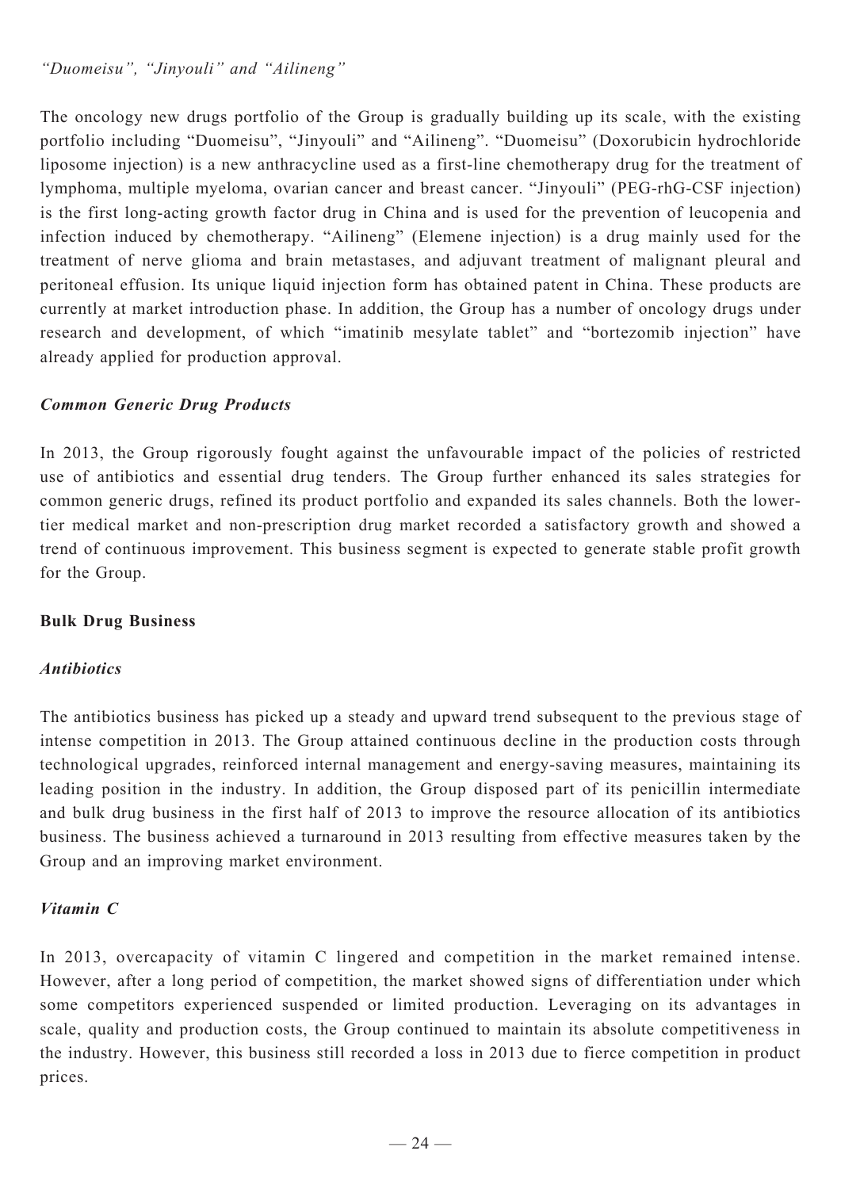*"Duomeisu", "Jinyouli" and "Ailineng"*

The oncology new drugs portfolio of the Group is gradually building up its scale, with the existing portfolio including "Duomeisu", "Jinyouli" and "Ailineng". "Duomeisu" (Doxorubicin hydrochloride liposome injection) is a new anthracycline used as a first-line chemotherapy drug for the treatment of lymphoma, multiple myeloma, ovarian cancer and breast cancer. "Jinyouli" (PEG-rhG-CSF injection) is the first long-acting growth factor drug in China and is used for the prevention of leucopenia and infection induced by chemotherapy. "Ailineng" (Elemene injection) is a drug mainly used for the treatment of nerve glioma and brain metastases, and adjuvant treatment of malignant pleural and peritoneal effusion. Its unique liquid injection form has obtained patent in China. These products are currently at market introduction phase. In addition, the Group has a number of oncology drugs under research and development, of which "imatinib mesylate tablet" and "bortezomib injection" have already applied for production approval.

***Common Generic Drug Products***

In 2013, the Group rigorously fought against the unfavourable impact of the policies of restricted use of antibiotics and essential drug tenders. The Group further enhanced its sales strategies for common generic drugs, refined its product portfolio and expanded its sales channels. Both the lower-tier medical market and non-prescription drug market recorded a satisfactory growth and showed a trend of continuous improvement. This business segment is expected to generate stable profit growth for the Group.

**Bulk Drug Business**

***Antibiotics***

The antibiotics business has picked up a steady and upward trend subsequent to the previous stage of intense competition in 2013. The Group attained continuous decline in the production costs through technological upgrades, reinforced internal management and energy-saving measures, maintaining its leading position in the industry. In addition, the Group disposed part of its penicillin intermediate and bulk drug business in the first half of 2013 to improve the resource allocation of its antibiotics business. The business achieved a turnaround in 2013 resulting from effective measures taken by the Group and an improving market environment.

***Vitamin C***

In 2013, overcapacity of vitamin C lingered and competition in the market remained intense. However, after a long period of competition, the market showed signs of differentiation under which some competitors experienced suspended or limited production. Leveraging on its advantages in scale, quality and production costs, the Group continued to maintain its absolute competitiveness in the industry. However, this business still recorded a loss in 2013 due to fierce competition in product prices.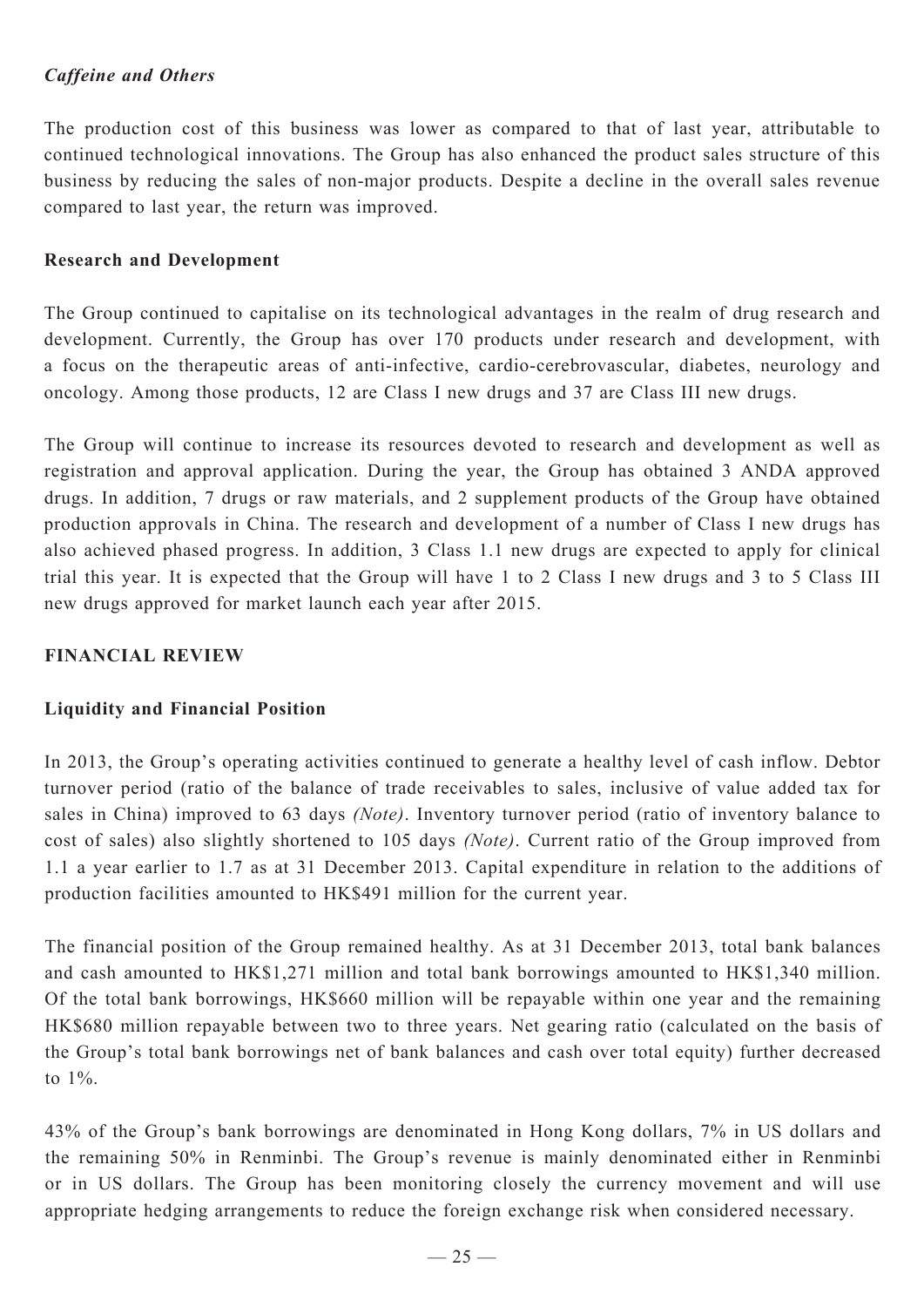### *Caffeine and Others*

The production cost of this business was lower as compared to that of last year, attributable to continued technological innovations. The Group has also enhanced the product sales structure of this business by reducing the sales of non-major products. Despite a decline in the overall sales revenue compared to last year, the return was improved.

### Research and Development

The Group continued to capitalise on its technological advantages in the realm of drug research and development. Currently, the Group has over 170 products under research and development, with a focus on the therapeutic areas of anti-infective, cardio-cerebrovascular, diabetes, neurology and oncology. Among those products, 12 are Class I new drugs and 37 are Class III new drugs.

The Group will continue to increase its resources devoted to research and development as well as registration and approval application. During the year, the Group has obtained 3 ANDA approved drugs. In addition, 7 drugs or raw materials, and 2 supplement products of the Group have obtained production approvals in China. The research and development of a number of Class I new drugs has also achieved phased progress. In addition, 3 Class 1.1 new drugs are expected to apply for clinical trial this year. It is expected that the Group will have 1 to 2 Class I new drugs and 3 to 5 Class III new drugs approved for market launch each year after 2015.

## FINANCIAL REVIEW

### Liquidity and Financial Position

In 2013, the Group's operating activities continued to generate a healthy level of cash inflow. Debtor turnover period (ratio of the balance of trade receivables to sales, inclusive of value added tax for sales in China) improved to 63 days *(Note)*. Inventory turnover period (ratio of inventory balance to cost of sales) also slightly shortened to 105 days *(Note)*. Current ratio of the Group improved from 1.1 a year earlier to 1.7 as at 31 December 2013. Capital expenditure in relation to the additions of production facilities amounted to HK$491 million for the current year.

The financial position of the Group remained healthy. As at 31 December 2013, total bank balances and cash amounted to HK$1,271 million and total bank borrowings amounted to HK$1,340 million. Of the total bank borrowings, HK$660 million will be repayable within one year and the remaining HK$680 million repayable between two to three years. Net gearing ratio (calculated on the basis of the Group's total bank borrowings net of bank balances and cash over total equity) further decreased to 1%.

43% of the Group's bank borrowings are denominated in Hong Kong dollars, 7% in US dollars and the remaining 50% in Renminbi. The Group's revenue is mainly denominated either in Renminbi or in US dollars. The Group has been monitoring closely the currency movement and will use appropriate hedging arrangements to reduce the foreign exchange risk when considered necessary.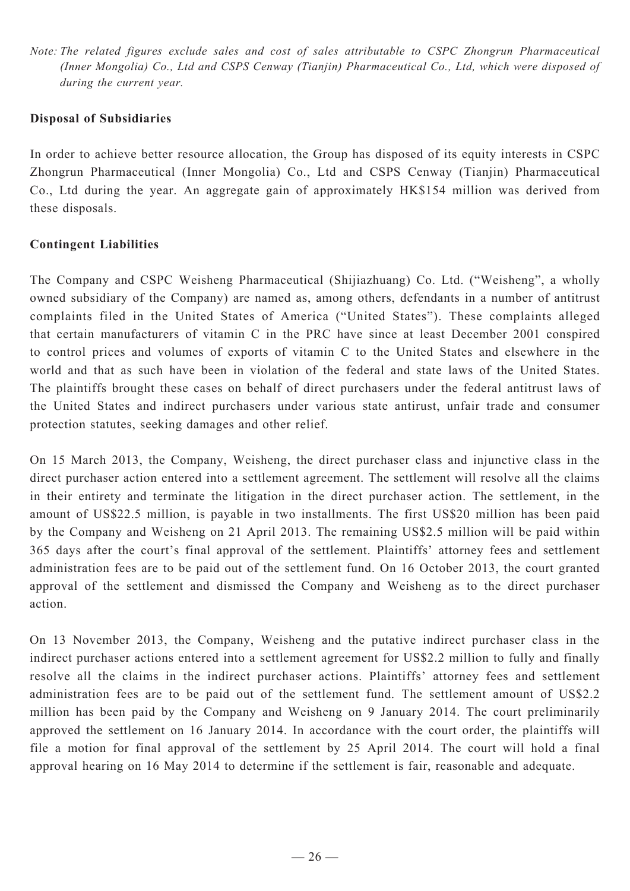*Note: The related figures exclude sales and cost of sales attributable to CSPC Zhongrun Pharmaceutical (Inner Mongolia) Co., Ltd and CSPS Cenway (Tianjin) Pharmaceutical Co., Ltd, which were disposed of during the current year.*

**Disposal of Subsidiaries**

In order to achieve better resource allocation, the Group has disposed of its equity interests in CSPC Zhongrun Pharmaceutical (Inner Mongolia) Co., Ltd and CSPS Cenway (Tianjin) Pharmaceutical Co., Ltd during the year. An aggregate gain of approximately HK$154 million was derived from these disposals.

**Contingent Liabilities**

The Company and CSPC Weisheng Pharmaceutical (Shijiazhuang) Co. Ltd. ("Weisheng", a wholly owned subsidiary of the Company) are named as, among others, defendants in a number of antitrust complaints filed in the United States of America ("United States"). These complaints alleged that certain manufacturers of vitamin C in the PRC have since at least December 2001 conspired to control prices and volumes of exports of vitamin C to the United States and elsewhere in the world and that as such have been in violation of the federal and state laws of the United States. The plaintiffs brought these cases on behalf of direct purchasers under the federal antitrust laws of the United States and indirect purchasers under various state antirust, unfair trade and consumer protection statutes, seeking damages and other relief.

On 15 March 2013, the Company, Weisheng, the direct purchaser class and injunctive class in the direct purchaser action entered into a settlement agreement. The settlement will resolve all the claims in their entirety and terminate the litigation in the direct purchaser action. The settlement, in the amount of US$22.5 million, is payable in two installments. The first US$20 million has been paid by the Company and Weisheng on 21 April 2013. The remaining US$2.5 million will be paid within 365 days after the court's final approval of the settlement. Plaintiffs' attorney fees and settlement administration fees are to be paid out of the settlement fund. On 16 October 2013, the court granted approval of the settlement and dismissed the Company and Weisheng as to the direct purchaser action.

On 13 November 2013, the Company, Weisheng and the putative indirect purchaser class in the indirect purchaser actions entered into a settlement agreement for US$2.2 million to fully and finally resolve all the claims in the indirect purchaser actions. Plaintiffs' attorney fees and settlement administration fees are to be paid out of the settlement fund. The settlement amount of US$2.2 million has been paid by the Company and Weisheng on 9 January 2014. The court preliminarily approved the settlement on 16 January 2014. In accordance with the court order, the plaintiffs will file a motion for final approval of the settlement by 25 April 2014. The court will hold a final approval hearing on 16 May 2014 to determine if the settlement is fair, reasonable and adequate.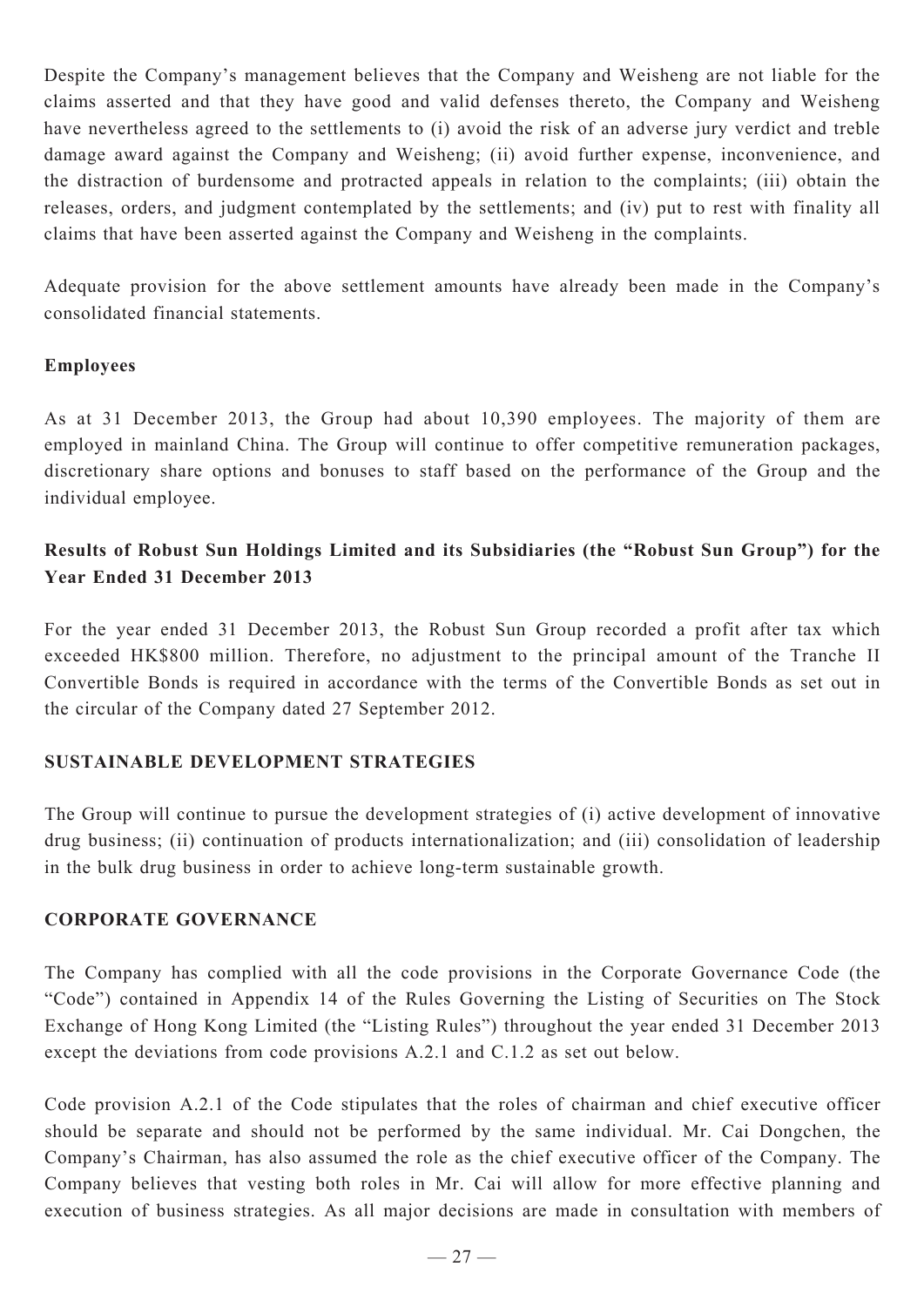Despite the Company's management believes that the Company and Weisheng are not liable for the claims asserted and that they have good and valid defenses thereto, the Company and Weisheng have nevertheless agreed to the settlements to (i) avoid the risk of an adverse jury verdict and treble damage award against the Company and Weisheng; (ii) avoid further expense, inconvenience, and the distraction of burdensome and protracted appeals in relation to the complaints; (iii) obtain the releases, orders, and judgment contemplated by the settlements; and (iv) put to rest with finality all claims that have been asserted against the Company and Weisheng in the complaints.

Adequate provision for the above settlement amounts have already been made in the Company's consolidated financial statements.

**Employees**

As at 31 December 2013, the Group had about 10,390 employees. The majority of them are employed in mainland China. The Group will continue to offer competitive remuneration packages, discretionary share options and bonuses to staff based on the performance of the Group and the individual employee.

**Results of Robust Sun Holdings Limited and its Subsidiaries (the "Robust Sun Group") for the Year Ended 31 December 2013**

For the year ended 31 December 2013, the Robust Sun Group recorded a profit after tax which exceeded HK$800 million. Therefore, no adjustment to the principal amount of the Tranche II Convertible Bonds is required in accordance with the terms of the Convertible Bonds as set out in the circular of the Company dated 27 September 2012.

## SUSTAINABLE DEVELOPMENT STRATEGIES

The Group will continue to pursue the development strategies of (i) active development of innovative drug business; (ii) continuation of products internationalization; and (iii) consolidation of leadership in the bulk drug business in order to achieve long-term sustainable growth.

## CORPORATE GOVERNANCE

The Company has complied with all the code provisions in the Corporate Governance Code (the "Code") contained in Appendix 14 of the Rules Governing the Listing of Securities on The Stock Exchange of Hong Kong Limited (the "Listing Rules") throughout the year ended 31 December 2013 except the deviations from code provisions A.2.1 and C.1.2 as set out below.

Code provision A.2.1 of the Code stipulates that the roles of chairman and chief executive officer should be separate and should not be performed by the same individual. Mr. Cai Dongchen, the Company's Chairman, has also assumed the role as the chief executive officer of the Company. The Company believes that vesting both roles in Mr. Cai will allow for more effective planning and execution of business strategies. As all major decisions are made in consultation with members of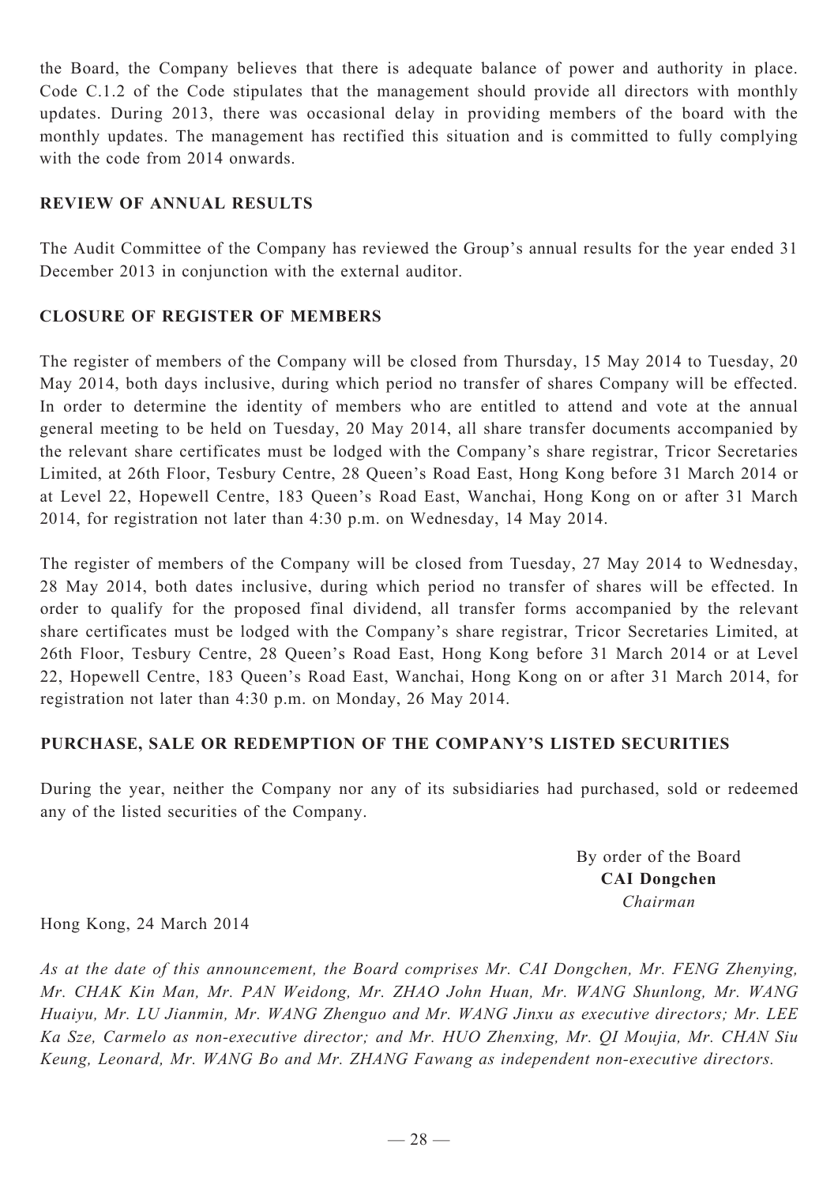the Board, the Company believes that there is adequate balance of power and authority in place. Code C.1.2 of the Code stipulates that the management should provide all directors with monthly updates. During 2013, there was occasional delay in providing members of the board with the monthly updates. The management has rectified this situation and is committed to fully complying with the code from 2014 onwards.

## REVIEW OF ANNUAL RESULTS

The Audit Committee of the Company has reviewed the Group's annual results for the year ended 31 December 2013 in conjunction with the external auditor.

## CLOSURE OF REGISTER OF MEMBERS

The register of members of the Company will be closed from Thursday, 15 May 2014 to Tuesday, 20 May 2014, both days inclusive, during which period no transfer of shares Company will be effected. In order to determine the identity of members who are entitled to attend and vote at the annual general meeting to be held on Tuesday, 20 May 2014, all share transfer documents accompanied by the relevant share certificates must be lodged with the Company's share registrar, Tricor Secretaries Limited, at 26th Floor, Tesbury Centre, 28 Queen's Road East, Hong Kong before 31 March 2014 or at Level 22, Hopewell Centre, 183 Queen's Road East, Wanchai, Hong Kong on or after 31 March 2014, for registration not later than 4:30 p.m. on Wednesday, 14 May 2014.

The register of members of the Company will be closed from Tuesday, 27 May 2014 to Wednesday, 28 May 2014, both dates inclusive, during which period no transfer of shares will be effected. In order to qualify for the proposed final dividend, all transfer forms accompanied by the relevant share certificates must be lodged with the Company's share registrar, Tricor Secretaries Limited, at 26th Floor, Tesbury Centre, 28 Queen's Road East, Hong Kong before 31 March 2014 or at Level 22, Hopewell Centre, 183 Queen's Road East, Wanchai, Hong Kong on or after 31 March 2014, for registration not later than 4:30 p.m. on Monday, 26 May 2014.

## PURCHASE, SALE OR REDEMPTION OF THE COMPANY'S LISTED SECURITIES

During the year, neither the Company nor any of its subsidiaries had purchased, sold or redeemed any of the listed securities of the Company.

By order of the Board
**CAI Dongchen**
*Chairman*

Hong Kong, 24 March 2014

*As at the date of this announcement, the Board comprises Mr. CAI Dongchen, Mr. FENG Zhenying, Mr. CHAK Kin Man, Mr. PAN Weidong, Mr. ZHAO John Huan, Mr. WANG Shunlong, Mr. WANG Huaiyu, Mr. LU Jianmin, Mr. WANG Zhenguo and Mr. WANG Jinxu as executive directors; Mr. LEE Ka Sze, Carmelo as non-executive director; and Mr. HUO Zhenxing, Mr. QI Moujia, Mr. CHAN Siu Keung, Leonard, Mr. WANG Bo and Mr. ZHANG Fawang as independent non-executive directors.*